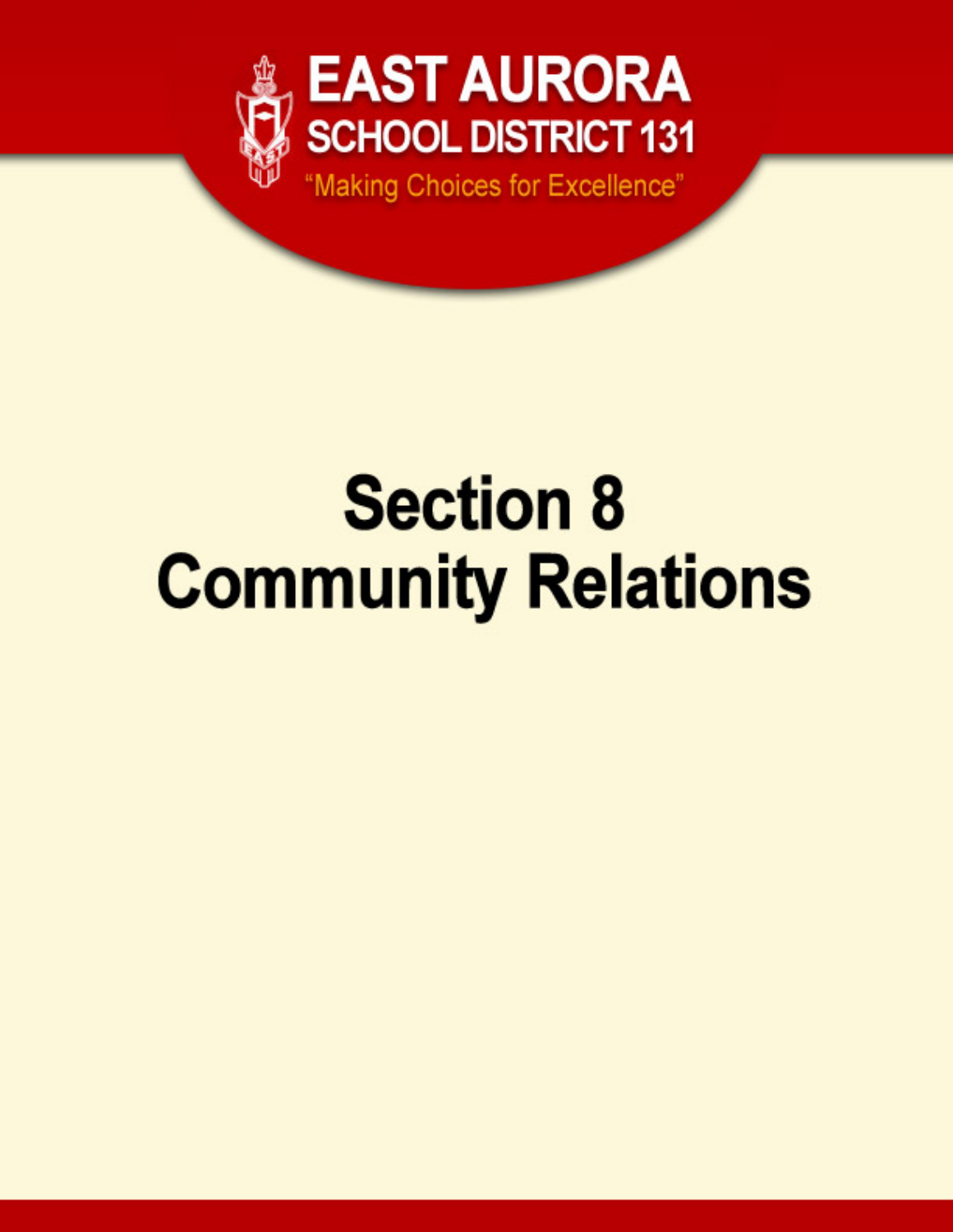**EAST AURORA**
**SCHOOL DISTRICT 131**
"Making Choices for Excellence"

# Section 8
# Community Relations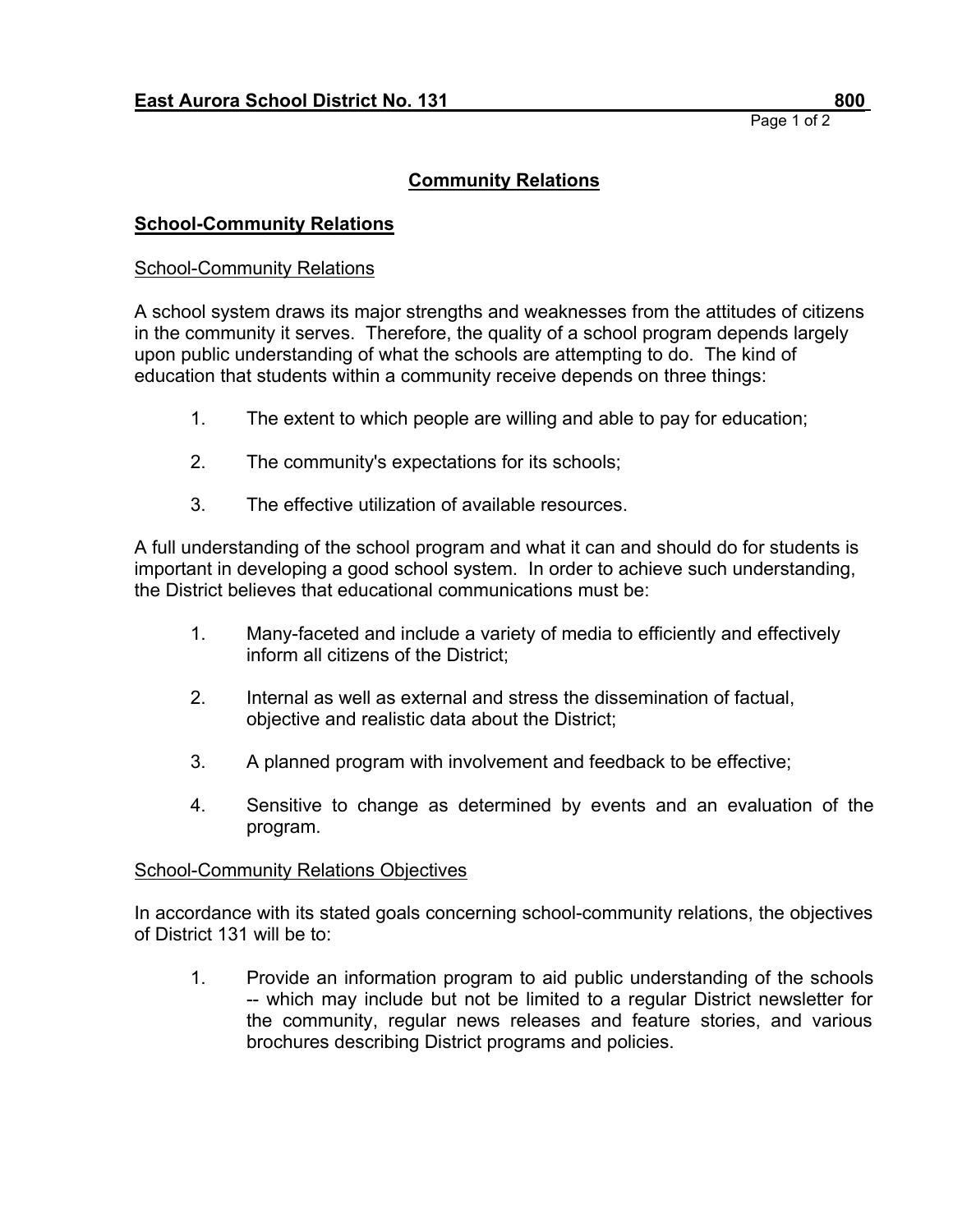# Community Relations

## School-Community Relations

### School-Community Relations

A school system draws its major strengths and weaknesses from the attitudes of citizens in the community it serves. Therefore, the quality of a school program depends largely upon public understanding of what the schools are attempting to do. The kind of education that students within a community receive depends on three things:

1. The extent to which people are willing and able to pay for education;
2. The community's expectations for its schools;
3. The effective utilization of available resources.

A full understanding of the school program and what it can and should do for students is important in developing a good school system. In order to achieve such understanding, the District believes that educational communications must be:

1. Many-faceted and include a variety of media to efficiently and effectively inform all citizens of the District;
2. Internal as well as external and stress the dissemination of factual, objective and realistic data about the District;
3. A planned program with involvement and feedback to be effective;
4. Sensitive to change as determined by events and an evaluation of the program.

### School-Community Relations Objectives

In accordance with its stated goals concerning school-community relations, the objectives of District 131 will be to:

1. Provide an information program to aid public understanding of the schools -- which may include but not be limited to a regular District newsletter for the community, regular news releases and feature stories, and various brochures describing District programs and policies.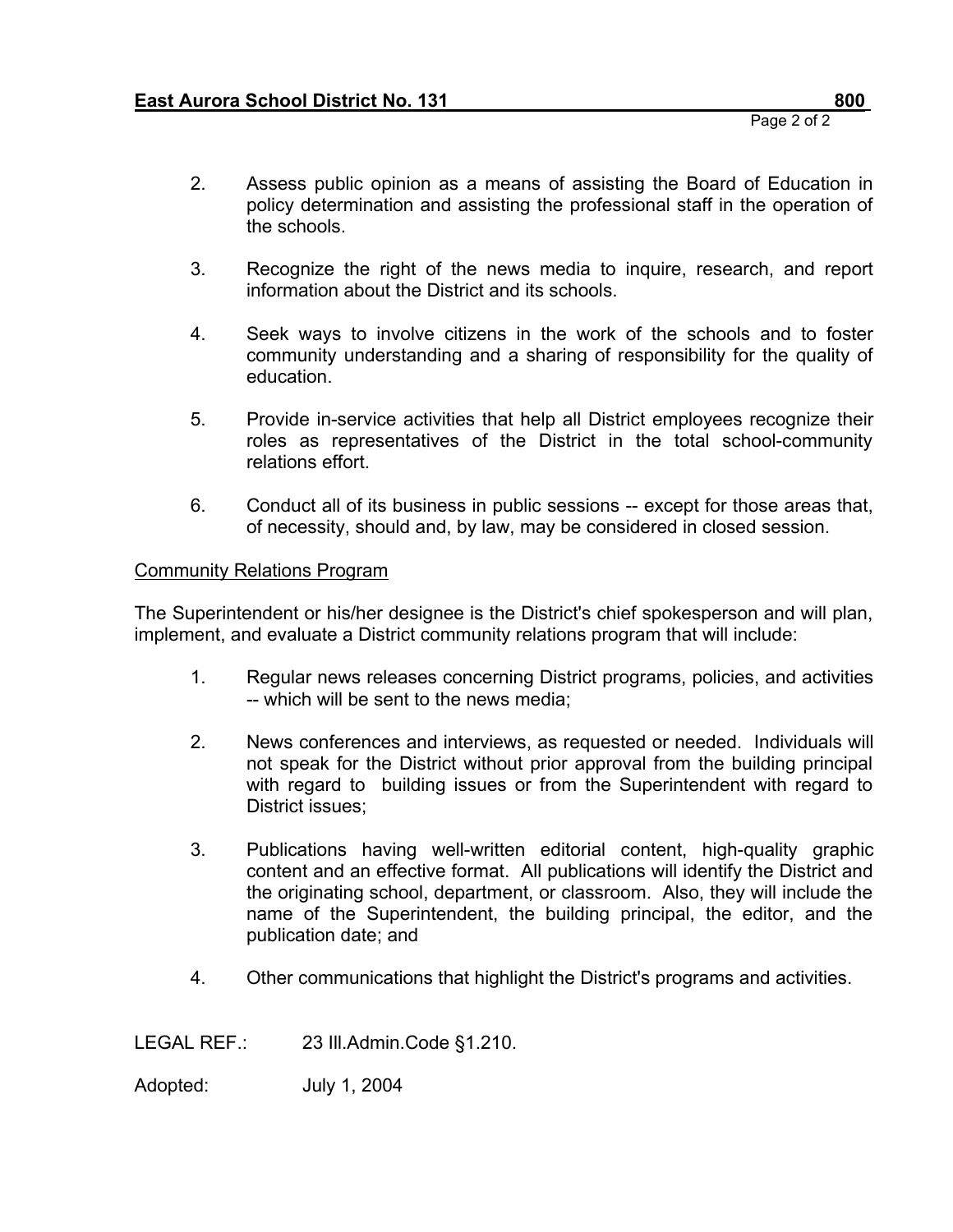2. Assess public opinion as a means of assisting the Board of Education in policy determination and assisting the professional staff in the operation of the schools.

3. Recognize the right of the news media to inquire, research, and report information about the District and its schools.

4. Seek ways to involve citizens in the work of the schools and to foster community understanding and a sharing of responsibility for the quality of education.

5. Provide in-service activities that help all District employees recognize their roles as representatives of the District in the total school-community relations effort.

6. Conduct all of its business in public sessions -- except for those areas that, of necessity, should and, by law, may be considered in closed session.

<u>Community Relations Program</u>

The Superintendent or his/her designee is the District's chief spokesperson and will plan, implement, and evaluate a District community relations program that will include:

1. Regular news releases concerning District programs, policies, and activities -- which will be sent to the news media;

2. News conferences and interviews, as requested or needed. Individuals will not speak for the District without prior approval from the building principal with regard to building issues or from the Superintendent with regard to District issues;

3. Publications having well-written editorial content, high-quality graphic content and an effective format. All publications will identify the District and the originating school, department, or classroom. Also, they will include the name of the Superintendent, the building principal, the editor, and the publication date; and

4. Other communications that highlight the District's programs and activities.

LEGAL REF.: 23 Ill.Admin.Code §1.210.

Adopted: July 1, 2004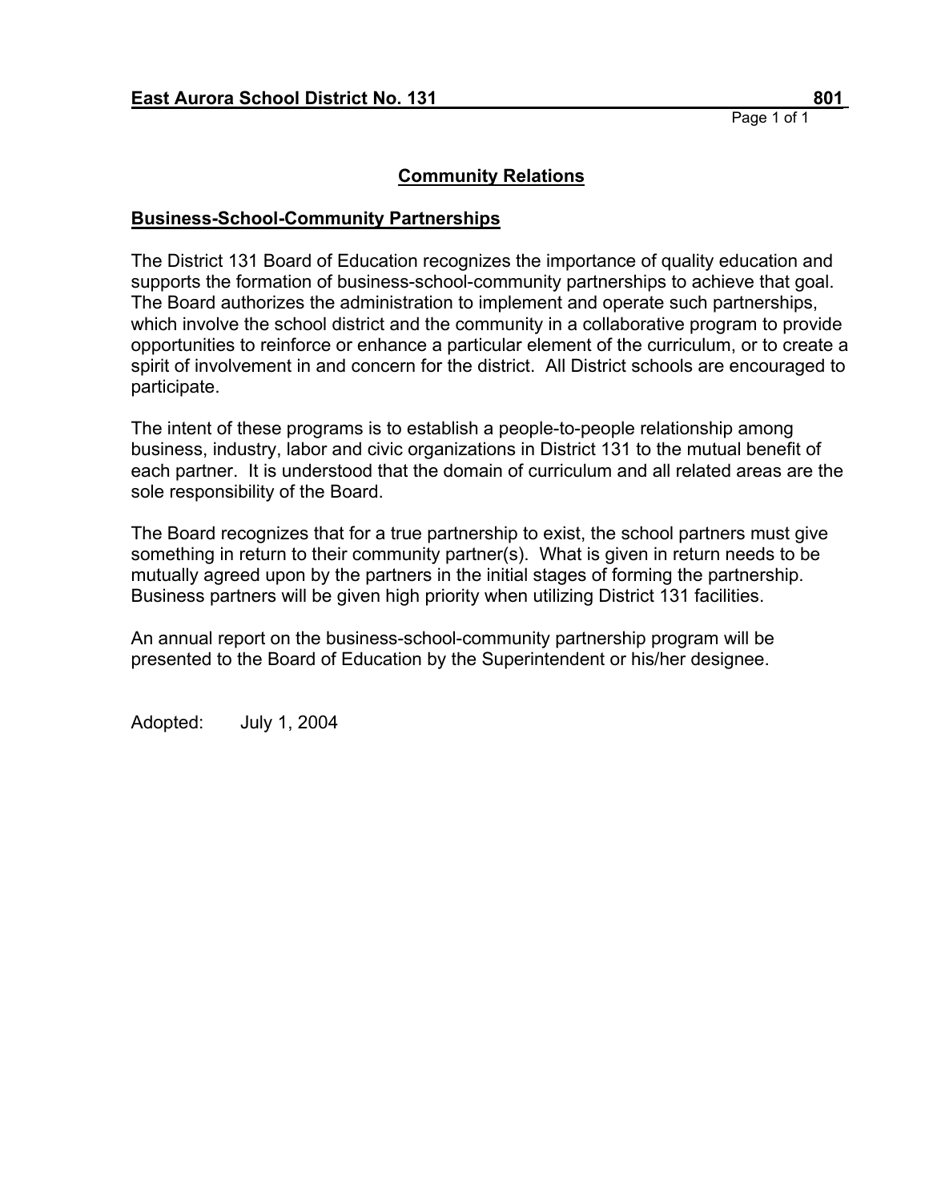**East Aurora School District No. 131** **801**

## Community Relations

### Business-School-Community Partnerships

The District 131 Board of Education recognizes the importance of quality education and supports the formation of business-school-community partnerships to achieve that goal. The Board authorizes the administration to implement and operate such partnerships, which involve the school district and the community in a collaborative program to provide opportunities to reinforce or enhance a particular element of the curriculum, or to create a spirit of involvement in and concern for the district. All District schools are encouraged to participate.

The intent of these programs is to establish a people-to-people relationship among business, industry, labor and civic organizations in District 131 to the mutual benefit of each partner. It is understood that the domain of curriculum and all related areas are the sole responsibility of the Board.

The Board recognizes that for a true partnership to exist, the school partners must give something in return to their community partner(s). What is given in return needs to be mutually agreed upon by the partners in the initial stages of forming the partnership. Business partners will be given high priority when utilizing District 131 facilities.

An annual report on the business-school-community partnership program will be presented to the Board of Education by the Superintendent or his/her designee.

Adopted: July 1, 2004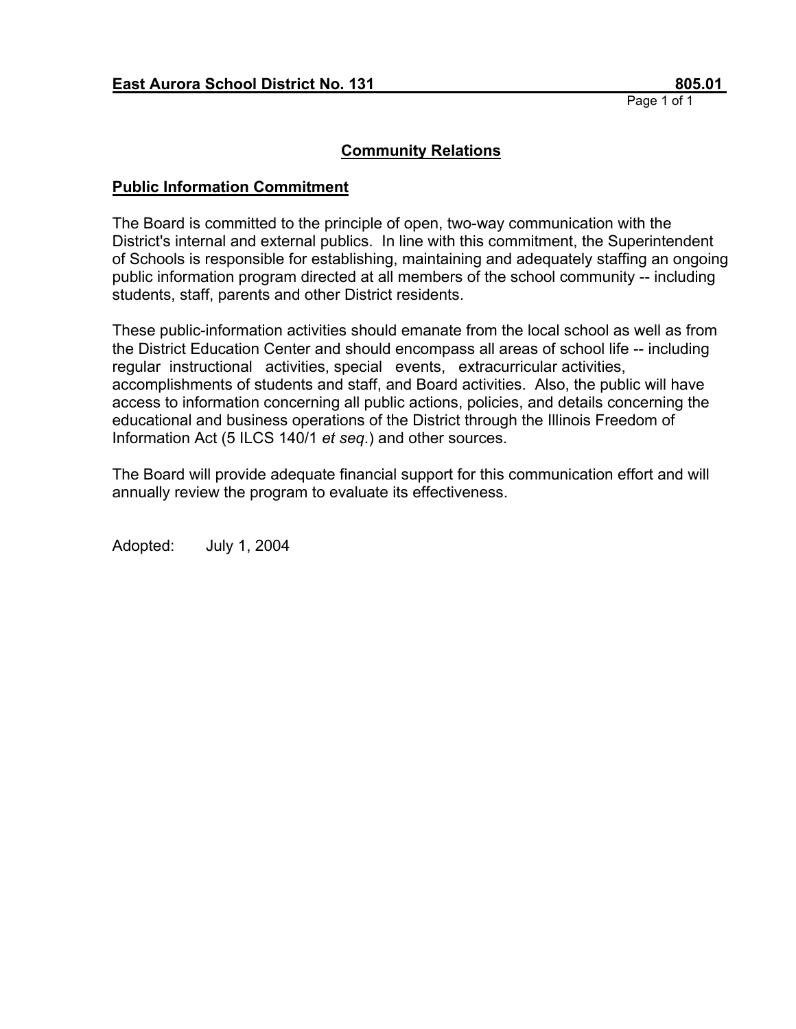**East Aurora School District No. 131** **805.01**

## Community Relations

### Public Information Commitment

The Board is committed to the principle of open, two-way communication with the District's internal and external publics. In line with this commitment, the Superintendent of Schools is responsible for establishing, maintaining and adequately staffing an ongoing public information program directed at all members of the school community -- including students, staff, parents and other District residents.

These public-information activities should emanate from the local school as well as from the District Education Center and should encompass all areas of school life -- including regular instructional activities, special events, extracurricular activities, accomplishments of students and staff, and Board activities. Also, the public will have access to information concerning all public actions, policies, and details concerning the educational and business operations of the District through the Illinois Freedom of Information Act (5 ILCS 140/1 *et seq.*) and other sources.

The Board will provide adequate financial support for this communication effort and will annually review the program to evaluate its effectiveness.

Adopted: July 1, 2004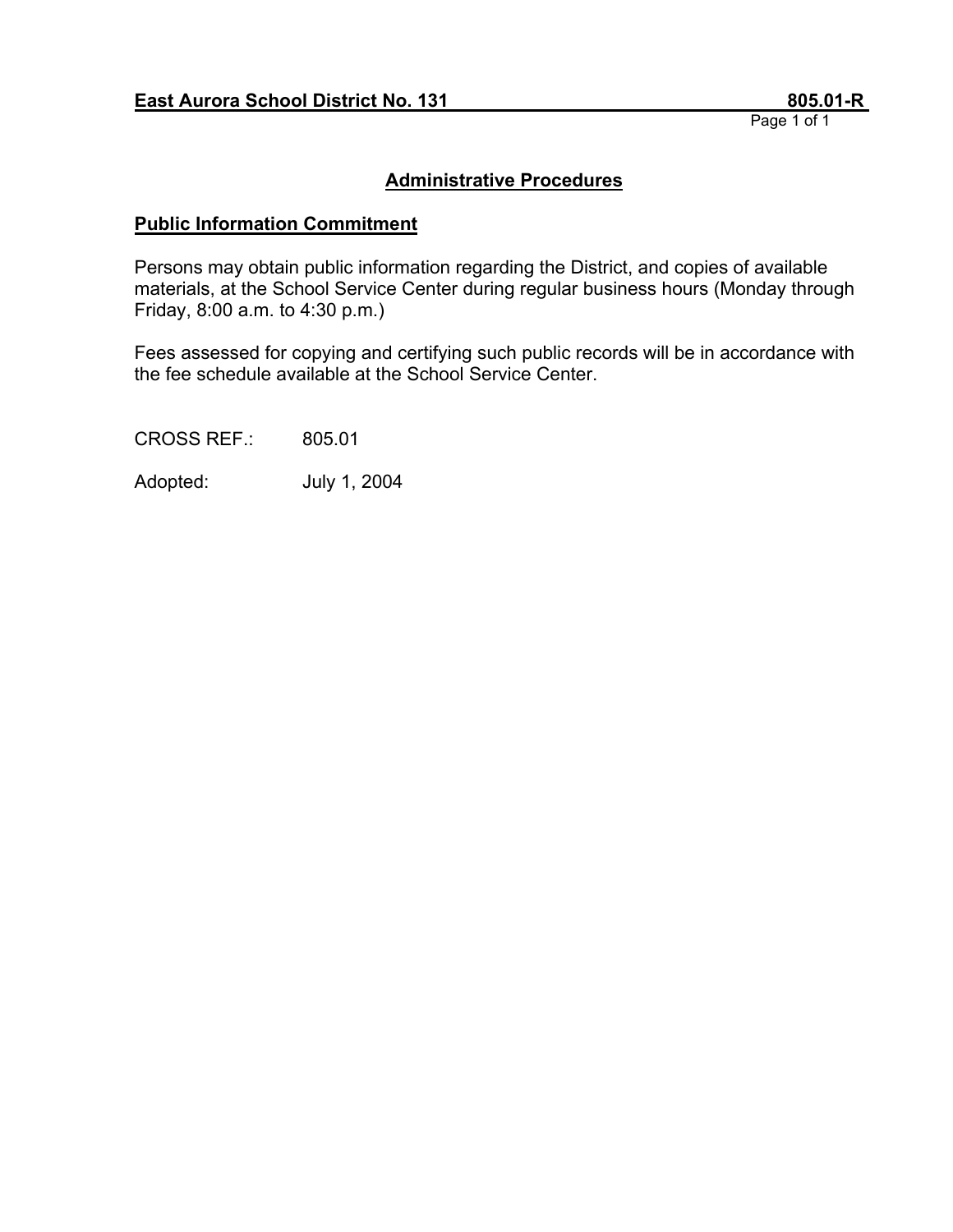**East Aurora School District No. 131** **805.01-R**

## Administrative Procedures

### Public Information Commitment

Persons may obtain public information regarding the District, and copies of available materials, at the School Service Center during regular business hours (Monday through Friday, 8:00 a.m. to 4:30 p.m.)

Fees assessed for copying and certifying such public records will be in accordance with the fee schedule available at the School Service Center.

CROSS REF.: 805.01

Adopted: July 1, 2004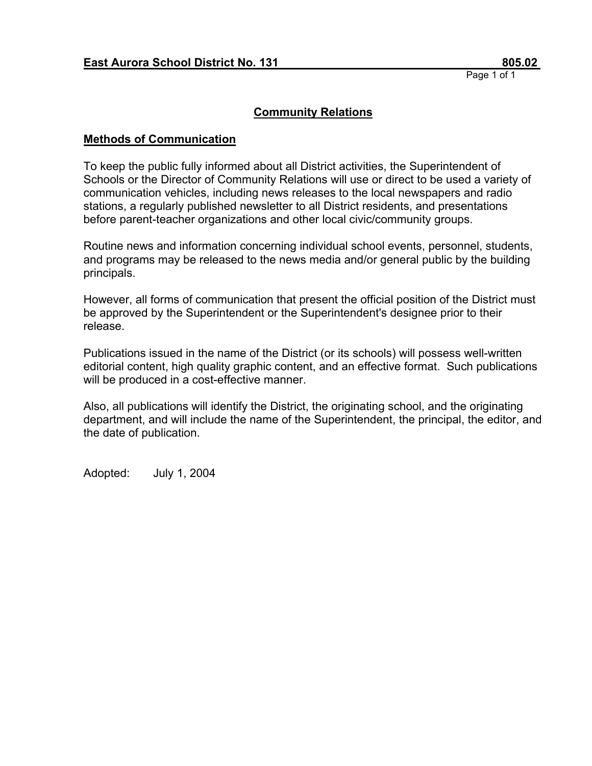**East Aurora School District No. 131** **805.02**

## Community Relations

### Methods of Communication

To keep the public fully informed about all District activities, the Superintendent of Schools or the Director of Community Relations will use or direct to be used a variety of communication vehicles, including news releases to the local newspapers and radio stations, a regularly published newsletter to all District residents, and presentations before parent-teacher organizations and other local civic/community groups.

Routine news and information concerning individual school events, personnel, students, and programs may be released to the news media and/or general public by the building principals.

However, all forms of communication that present the official position of the District must be approved by the Superintendent or the Superintendent's designee prior to their release.

Publications issued in the name of the District (or its schools) will possess well-written editorial content, high quality graphic content, and an effective format. Such publications will be produced in a cost-effective manner.

Also, all publications will identify the District, the originating school, and the originating department, and will include the name of the Superintendent, the principal, the editor, and the date of publication.

Adopted: July 1, 2004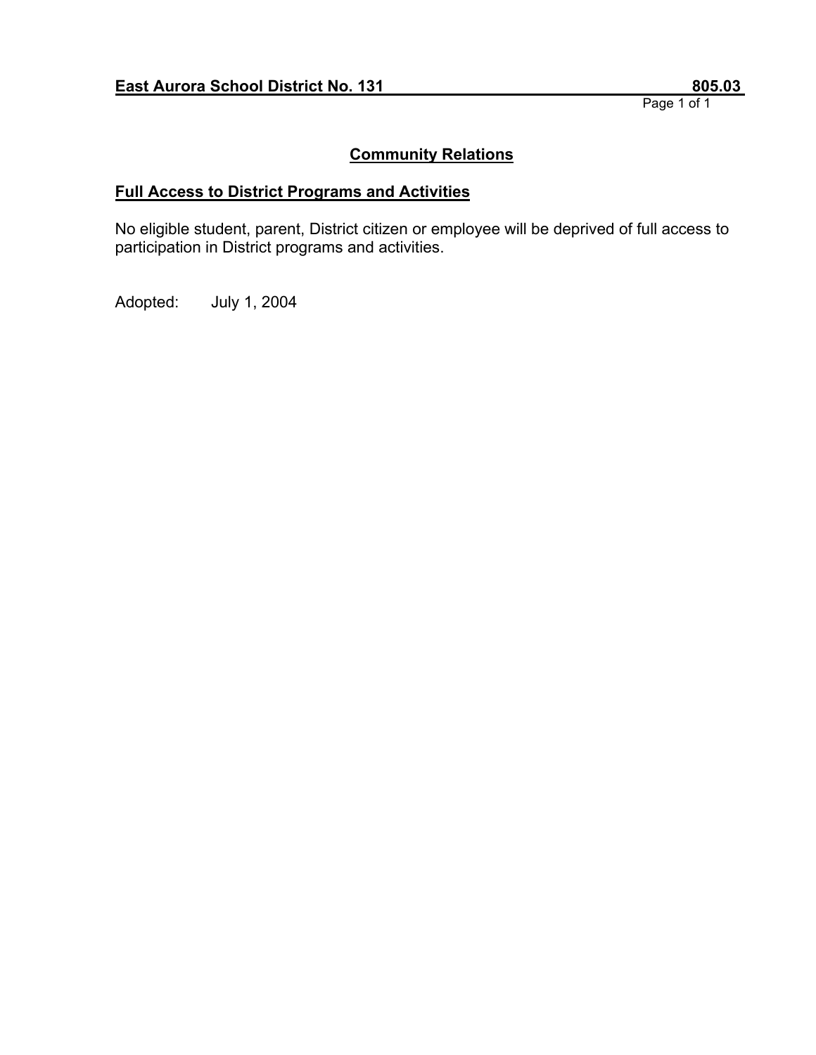**East Aurora School District No. 131** **805.03**

## Community Relations

### Full Access to District Programs and Activities

No eligible student, parent, District citizen or employee will be deprived of full access to participation in District programs and activities.

Adopted: July 1, 2004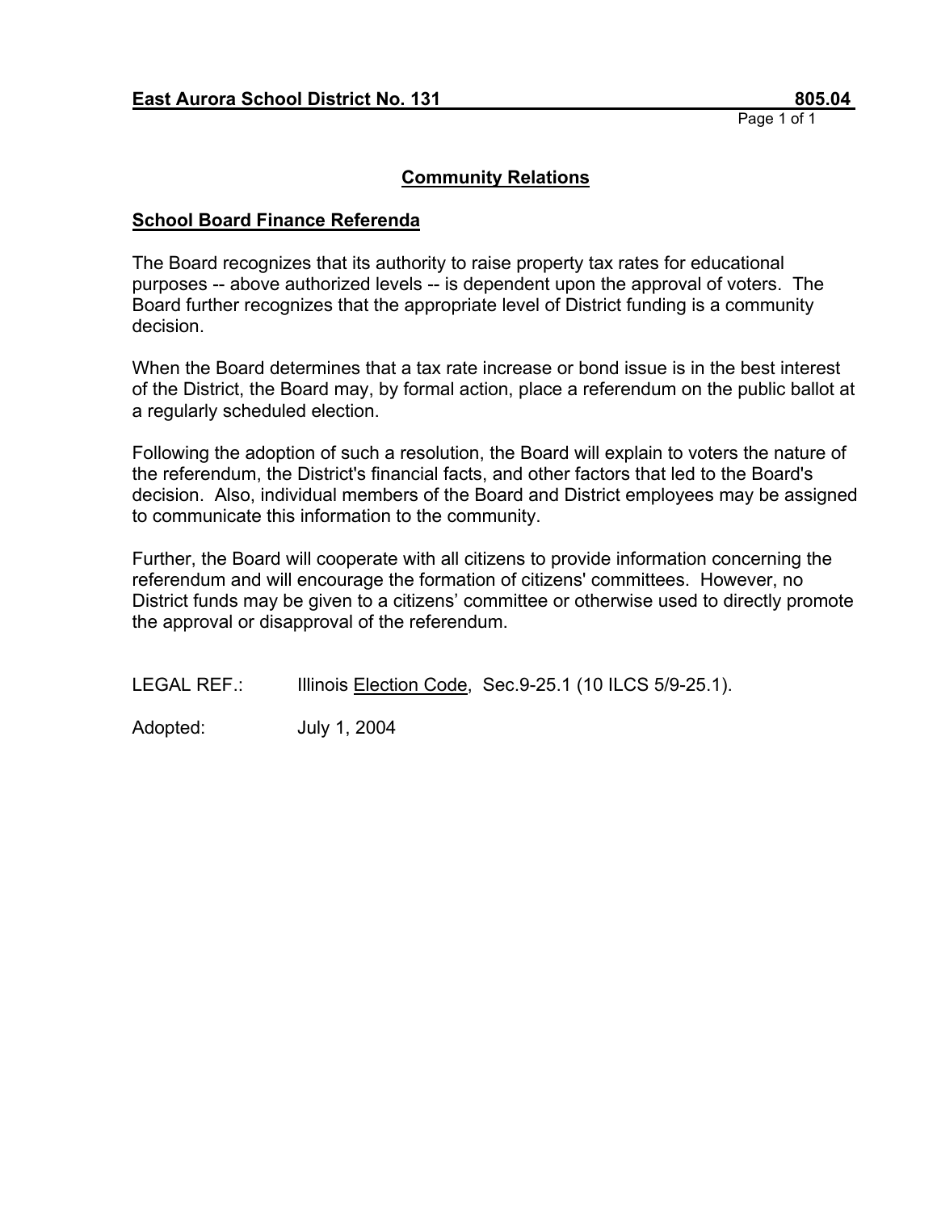**East Aurora School District No. 131** **805.04**

## Community Relations

### School Board Finance Referenda

The Board recognizes that its authority to raise property tax rates for educational purposes -- above authorized levels -- is dependent upon the approval of voters. The Board further recognizes that the appropriate level of District funding is a community decision.

When the Board determines that a tax rate increase or bond issue is in the best interest of the District, the Board may, by formal action, place a referendum on the public ballot at a regularly scheduled election.

Following the adoption of such a resolution, the Board will explain to voters the nature of the referendum, the District's financial facts, and other factors that led to the Board's decision. Also, individual members of the Board and District employees may be assigned to communicate this information to the community.

Further, the Board will cooperate with all citizens to provide information concerning the referendum and will encourage the formation of citizens' committees. However, no District funds may be given to a citizens' committee or otherwise used to directly promote the approval or disapproval of the referendum.

LEGAL REF.: Illinois Election Code, Sec.9-25.1 (10 ILCS 5/9-25.1).

Adopted: July 1, 2004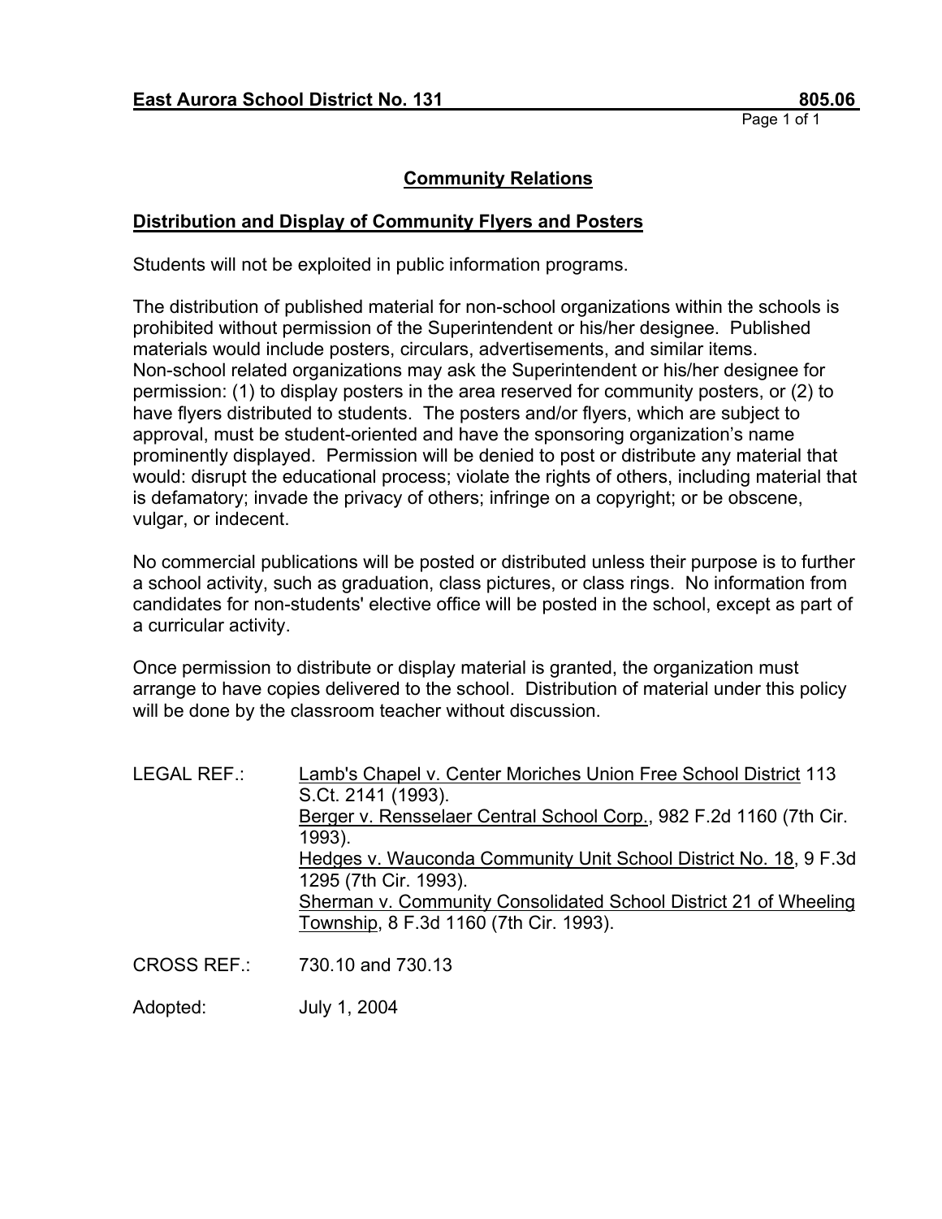**East Aurora School District No. 131 — 805.06**

## Community Relations

### Distribution and Display of Community Flyers and Posters

Students will not be exploited in public information programs.

The distribution of published material for non-school organizations within the schools is prohibited without permission of the Superintendent or his/her designee. Published materials would include posters, circulars, advertisements, and similar items. Non-school related organizations may ask the Superintendent or his/her designee for permission: (1) to display posters in the area reserved for community posters, or (2) to have flyers distributed to students. The posters and/or flyers, which are subject to approval, must be student-oriented and have the sponsoring organization's name prominently displayed. Permission will be denied to post or distribute any material that would: disrupt the educational process; violate the rights of others, including material that is defamatory; invade the privacy of others; infringe on a copyright; or be obscene, vulgar, or indecent.

No commercial publications will be posted or distributed unless their purpose is to further a school activity, such as graduation, class pictures, or class rings. No information from candidates for non-students' elective office will be posted in the school, except as part of a curricular activity.

Once permission to distribute or display material is granted, the organization must arrange to have copies delivered to the school. Distribution of material under this policy will be done by the classroom teacher without discussion.

LEGAL REF.: Lamb's Chapel v. Center Moriches Union Free School District 113 S.Ct. 2141 (1993).
Berger v. Rensselaer Central School Corp., 982 F.2d 1160 (7th Cir. 1993).
Hedges v. Wauconda Community Unit School District No. 18, 9 F.3d 1295 (7th Cir. 1993).
Sherman v. Community Consolidated School District 21 of Wheeling Township, 8 F.3d 1160 (7th Cir. 1993).

CROSS REF.: 730.10 and 730.13

Adopted: July 1, 2004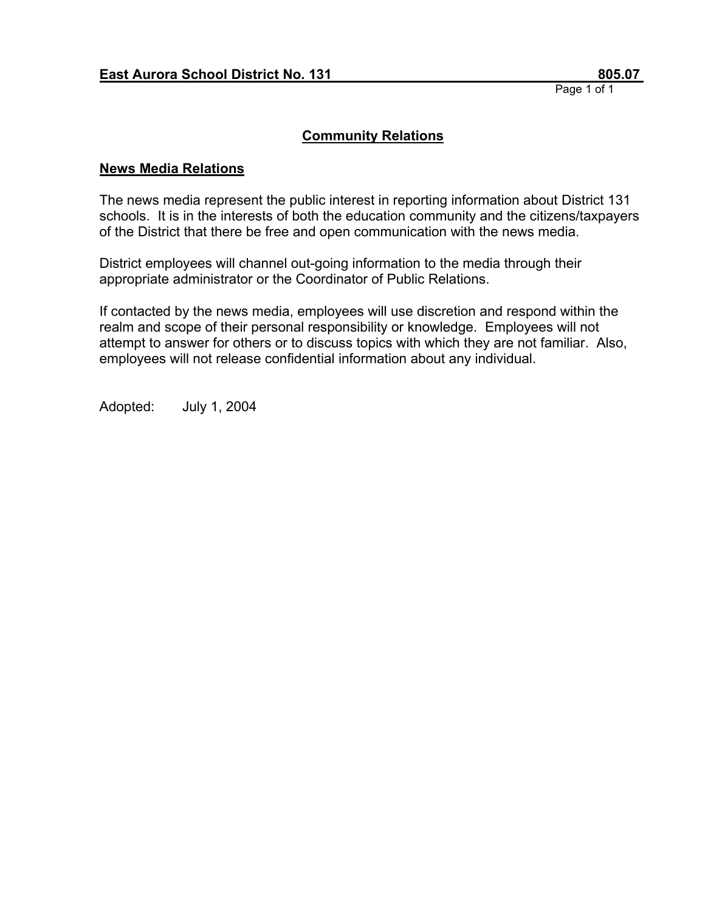**East Aurora School District No. 131 805.07**

## Community Relations

### News Media Relations

The news media represent the public interest in reporting information about District 131 schools. It is in the interests of both the education community and the citizens/taxpayers of the District that there be free and open communication with the news media.

District employees will channel out-going information to the media through their appropriate administrator or the Coordinator of Public Relations.

If contacted by the news media, employees will use discretion and respond within the realm and scope of their personal responsibility or knowledge. Employees will not attempt to answer for others or to discuss topics with which they are not familiar. Also, employees will not release confidential information about any individual.

Adopted: July 1, 2004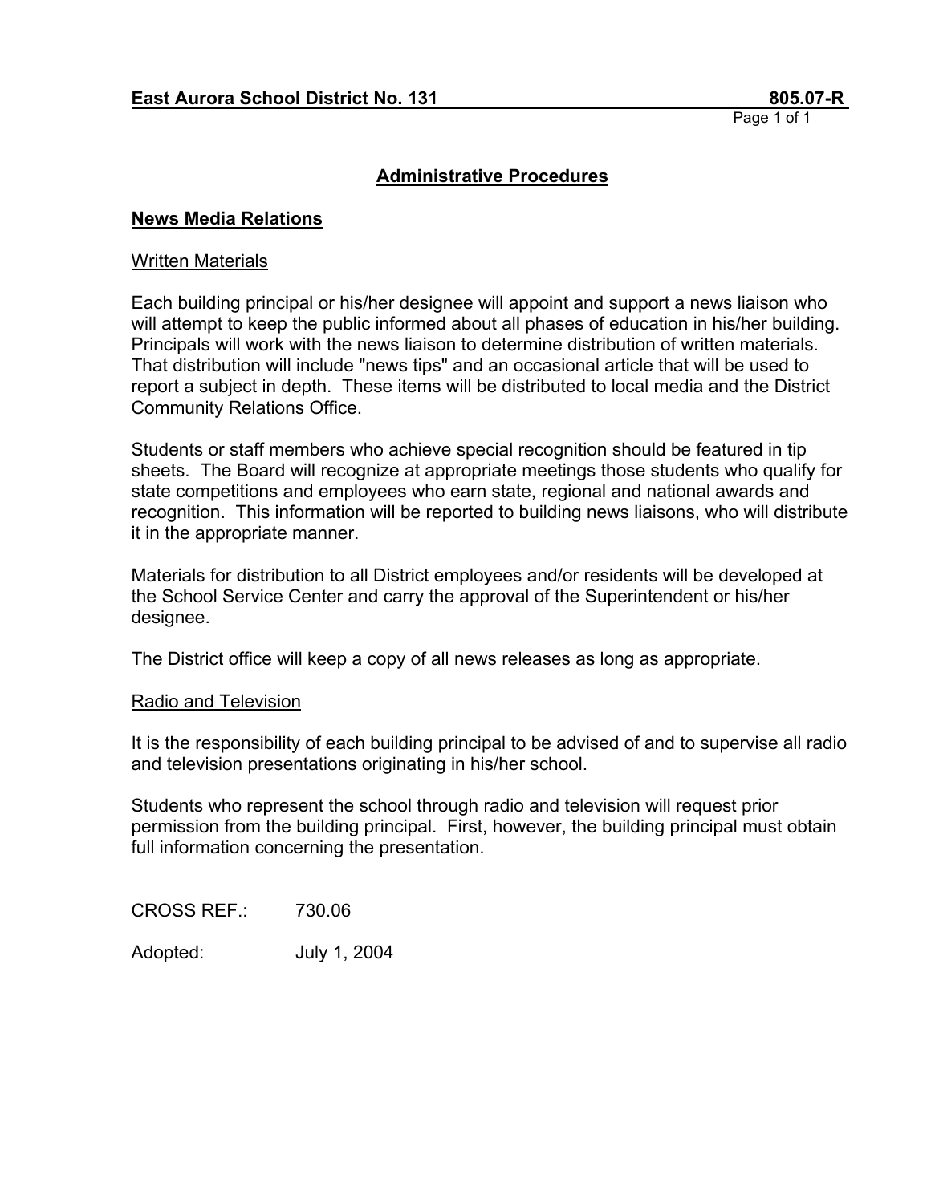**East Aurora School District No. 131 805.07-R**

## Administrative Procedures

### News Media Relations

Written Materials

Each building principal or his/her designee will appoint and support a news liaison who will attempt to keep the public informed about all phases of education in his/her building. Principals will work with the news liaison to determine distribution of written materials. That distribution will include "news tips" and an occasional article that will be used to report a subject in depth. These items will be distributed to local media and the District Community Relations Office.

Students or staff members who achieve special recognition should be featured in tip sheets. The Board will recognize at appropriate meetings those students who qualify for state competitions and employees who earn state, regional and national awards and recognition. This information will be reported to building news liaisons, who will distribute it in the appropriate manner.

Materials for distribution to all District employees and/or residents will be developed at the School Service Center and carry the approval of the Superintendent or his/her designee.

The District office will keep a copy of all news releases as long as appropriate.

Radio and Television

It is the responsibility of each building principal to be advised of and to supervise all radio and television presentations originating in his/her school.

Students who represent the school through radio and television will request prior permission from the building principal. First, however, the building principal must obtain full information concerning the presentation.

CROSS REF.: 730.06

Adopted: July 1, 2004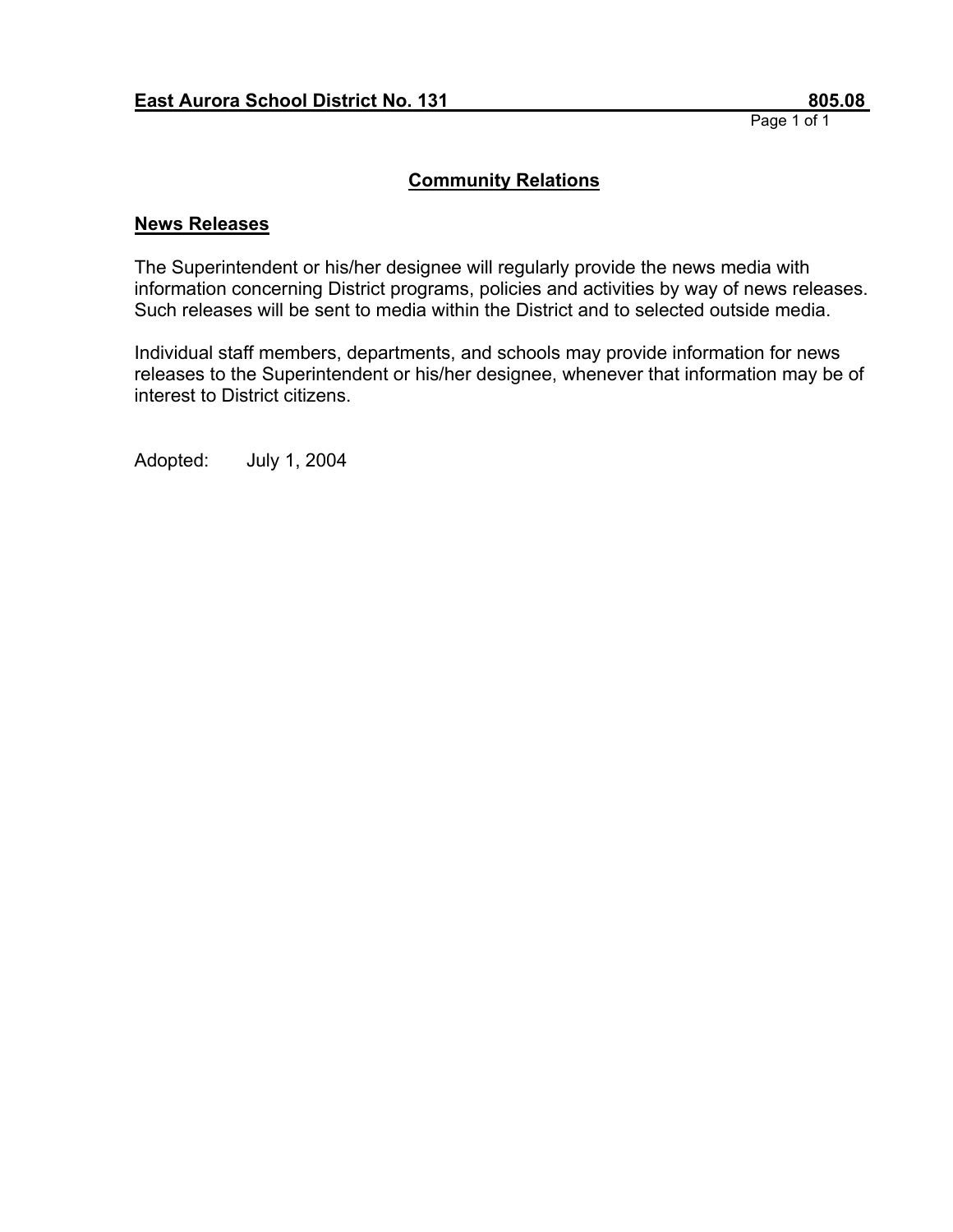**East Aurora School District No. 131** **805.08**

# Community Relations

## News Releases

The Superintendent or his/her designee will regularly provide the news media with information concerning District programs, policies and activities by way of news releases. Such releases will be sent to media within the District and to selected outside media.

Individual staff members, departments, and schools may provide information for news releases to the Superintendent or his/her designee, whenever that information may be of interest to District citizens.

Adopted: July 1, 2004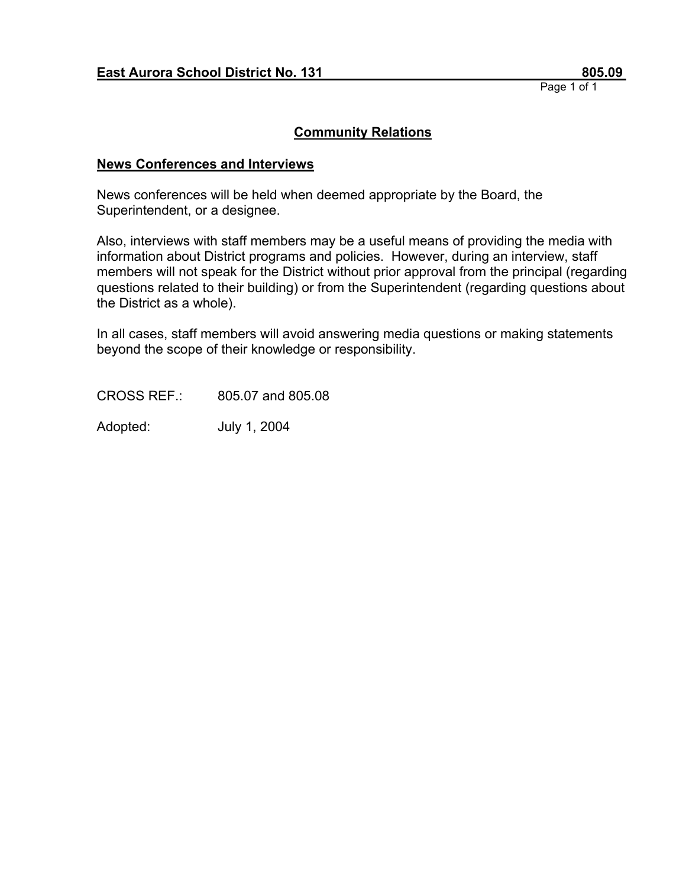**East Aurora School District No. 131** **805.09**

## Community Relations

### News Conferences and Interviews

News conferences will be held when deemed appropriate by the Board, the Superintendent, or a designee.

Also, interviews with staff members may be a useful means of providing the media with information about District programs and policies. However, during an interview, staff members will not speak for the District without prior approval from the principal (regarding questions related to their building) or from the Superintendent (regarding questions about the District as a whole).

In all cases, staff members will avoid answering media questions or making statements beyond the scope of their knowledge or responsibility.

CROSS REF.: 805.07 and 805.08

Adopted: July 1, 2004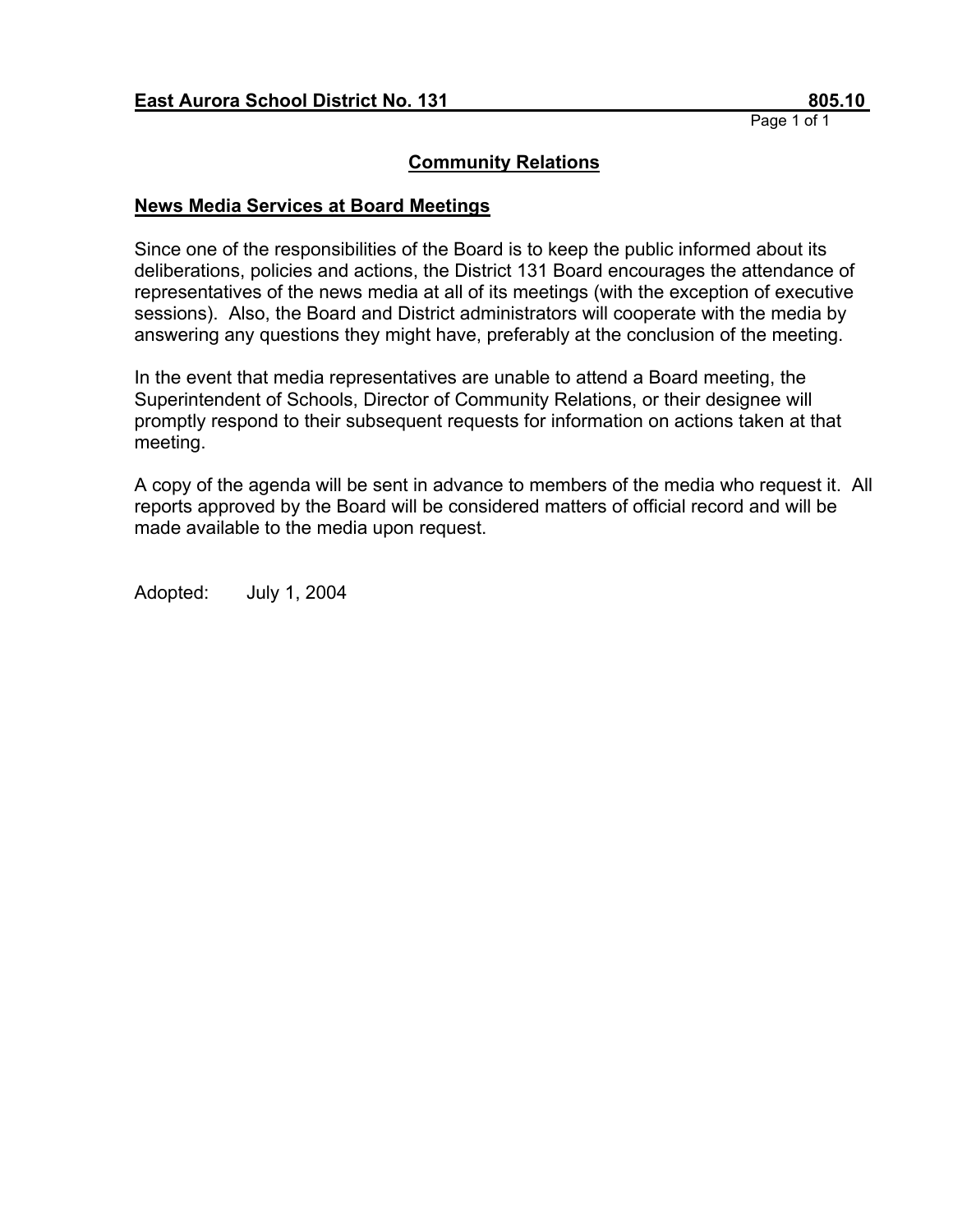**East Aurora School District No. 131** **805.10**

## Community Relations

### News Media Services at Board Meetings

Since one of the responsibilities of the Board is to keep the public informed about its deliberations, policies and actions, the District 131 Board encourages the attendance of representatives of the news media at all of its meetings (with the exception of executive sessions). Also, the Board and District administrators will cooperate with the media by answering any questions they might have, preferably at the conclusion of the meeting.

In the event that media representatives are unable to attend a Board meeting, the Superintendent of Schools, Director of Community Relations, or their designee will promptly respond to their subsequent requests for information on actions taken at that meeting.

A copy of the agenda will be sent in advance to members of the media who request it. All reports approved by the Board will be considered matters of official record and will be made available to the media upon request.

Adopted: July 1, 2004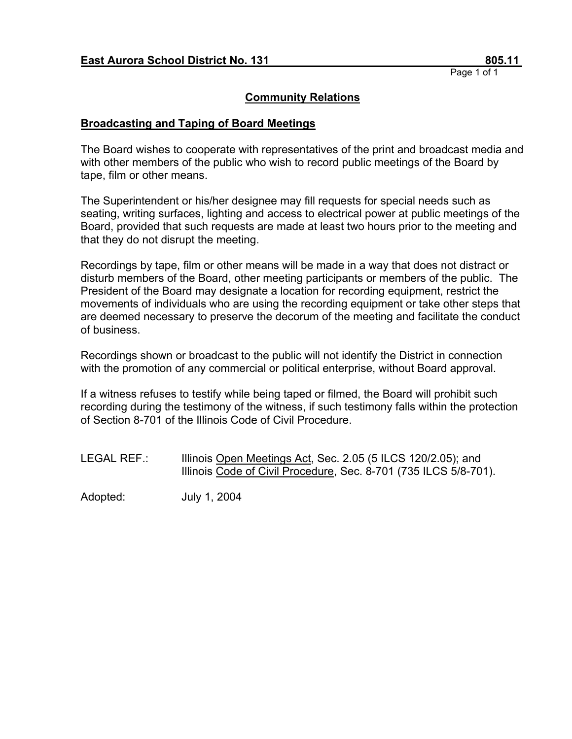**East Aurora School District No. 131** **805.11**

## Community Relations

### Broadcasting and Taping of Board Meetings

The Board wishes to cooperate with representatives of the print and broadcast media and with other members of the public who wish to record public meetings of the Board by tape, film or other means.

The Superintendent or his/her designee may fill requests for special needs such as seating, writing surfaces, lighting and access to electrical power at public meetings of the Board, provided that such requests are made at least two hours prior to the meeting and that they do not disrupt the meeting.

Recordings by tape, film or other means will be made in a way that does not distract or disturb members of the Board, other meeting participants or members of the public. The President of the Board may designate a location for recording equipment, restrict the movements of individuals who are using the recording equipment or take other steps that are deemed necessary to preserve the decorum of the meeting and facilitate the conduct of business.

Recordings shown or broadcast to the public will not identify the District in connection with the promotion of any commercial or political enterprise, without Board approval.

If a witness refuses to testify while being taped or filmed, the Board will prohibit such recording during the testimony of the witness, if such testimony falls within the protection of Section 8-701 of the Illinois Code of Civil Procedure.

LEGAL REF.: Illinois Open Meetings Act, Sec. 2.05 (5 ILCS 120/2.05); and Illinois Code of Civil Procedure, Sec. 8-701 (735 ILCS 5/8-701).

Adopted: July 1, 2004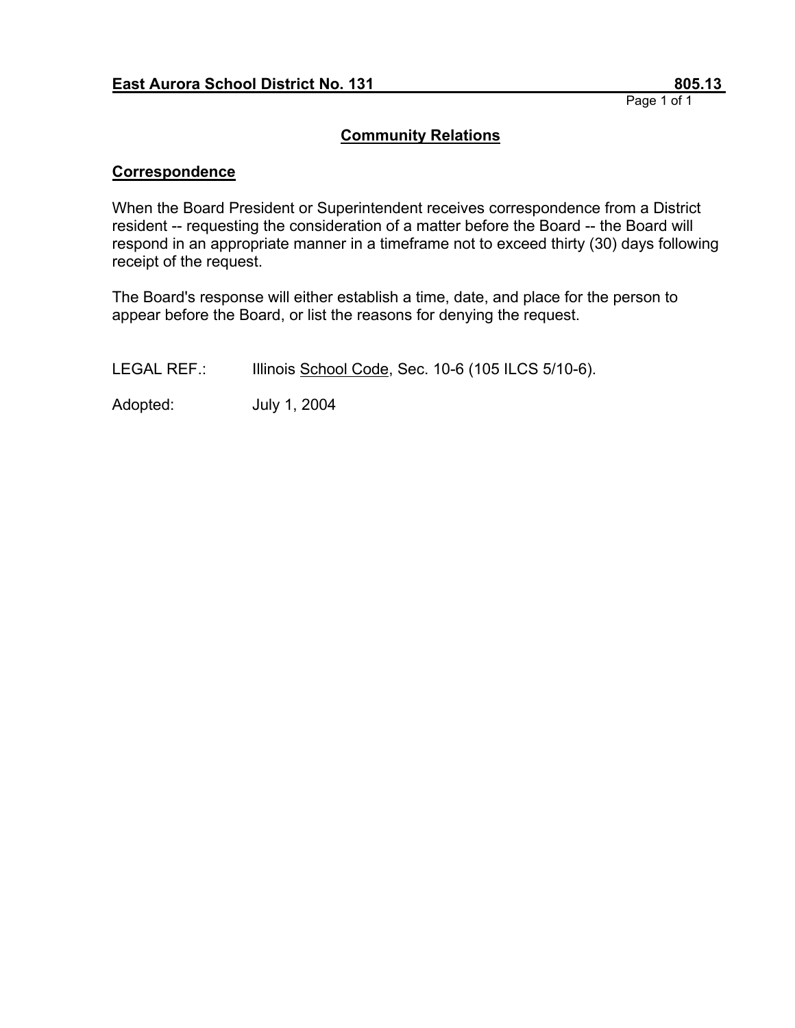**East Aurora School District No. 131** **805.13**

## Community Relations

### Correspondence

When the Board President or Superintendent receives correspondence from a District resident -- requesting the consideration of a matter before the Board -- the Board will respond in an appropriate manner in a timeframe not to exceed thirty (30) days following receipt of the request.

The Board's response will either establish a time, date, and place for the person to appear before the Board, or list the reasons for denying the request.

LEGAL REF.: Illinois School Code, Sec. 10-6 (105 ILCS 5/10-6).

Adopted: July 1, 2004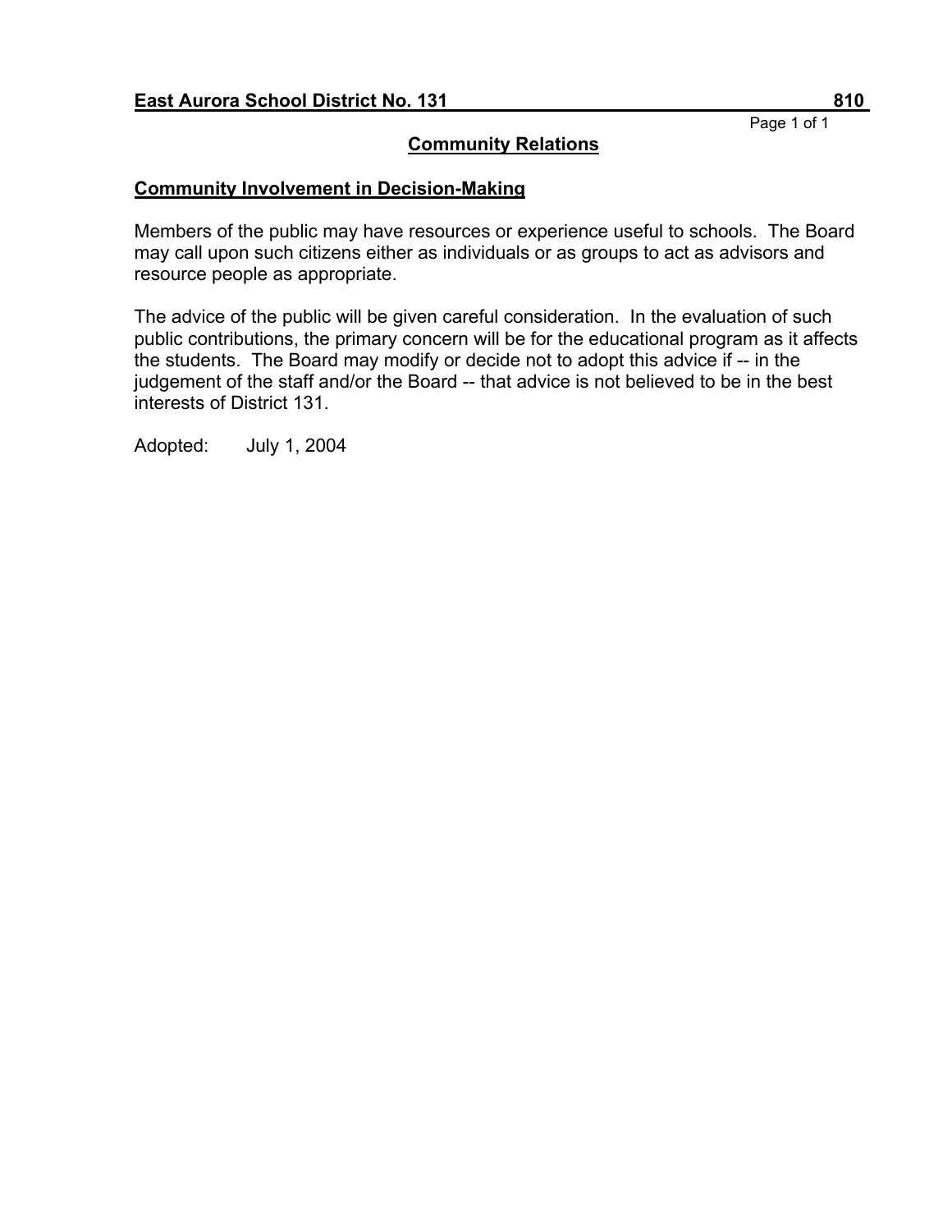**East Aurora School District No. 131** **810**

## Community Relations

### Community Involvement in Decision-Making

Members of the public may have resources or experience useful to schools. The Board may call upon such citizens either as individuals or as groups to act as advisors and resource people as appropriate.

The advice of the public will be given careful consideration. In the evaluation of such public contributions, the primary concern will be for the educational program as it affects the students. The Board may modify or decide not to adopt this advice if -- in the judgement of the staff and/or the Board -- that advice is not believed to be in the best interests of District 131.

Adopted: July 1, 2004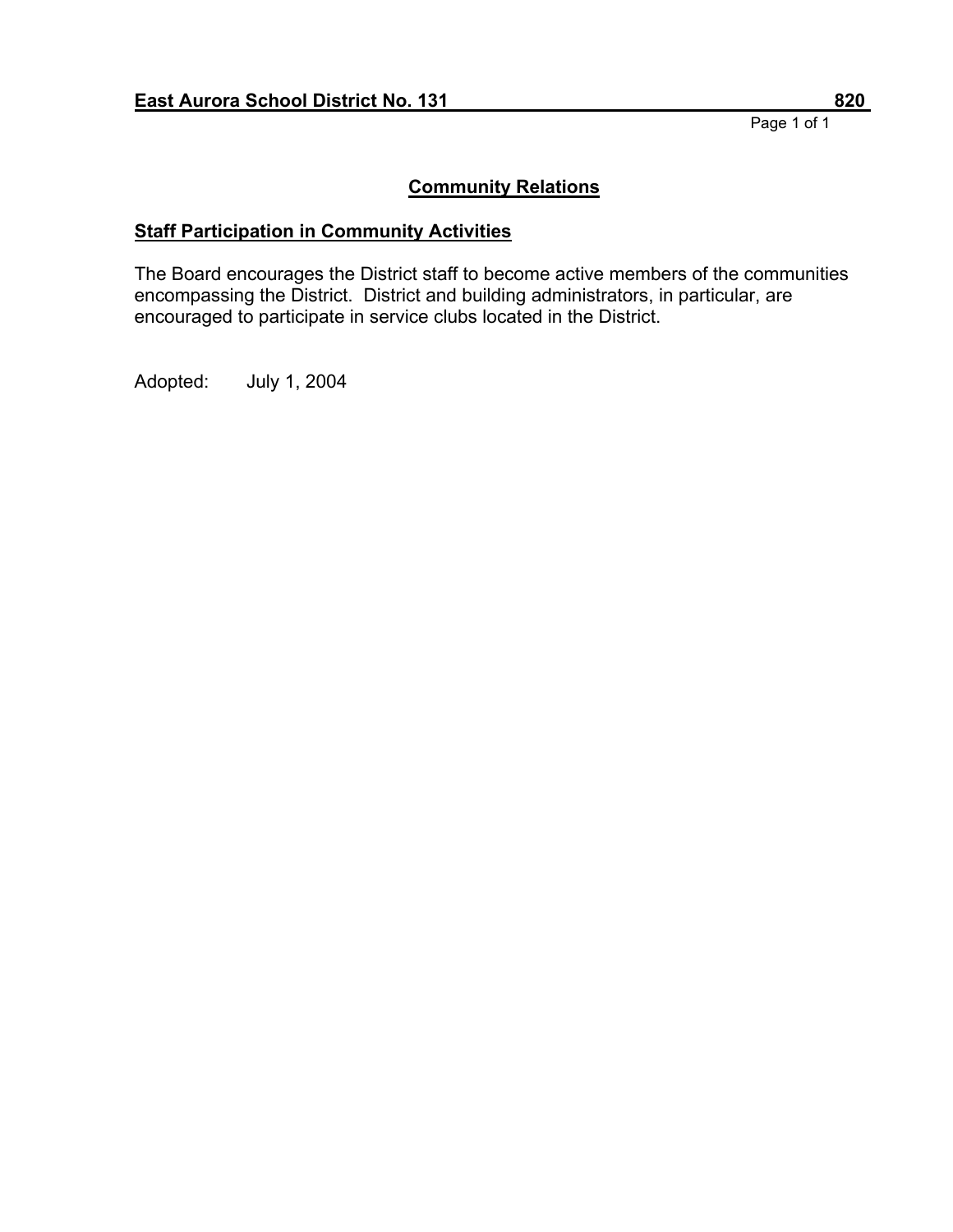## Community Relations

### Staff Participation in Community Activities

The Board encourages the District staff to become active members of the communities encompassing the District. District and building administrators, in particular, are encouraged to participate in service clubs located in the District.

Adopted: July 1, 2004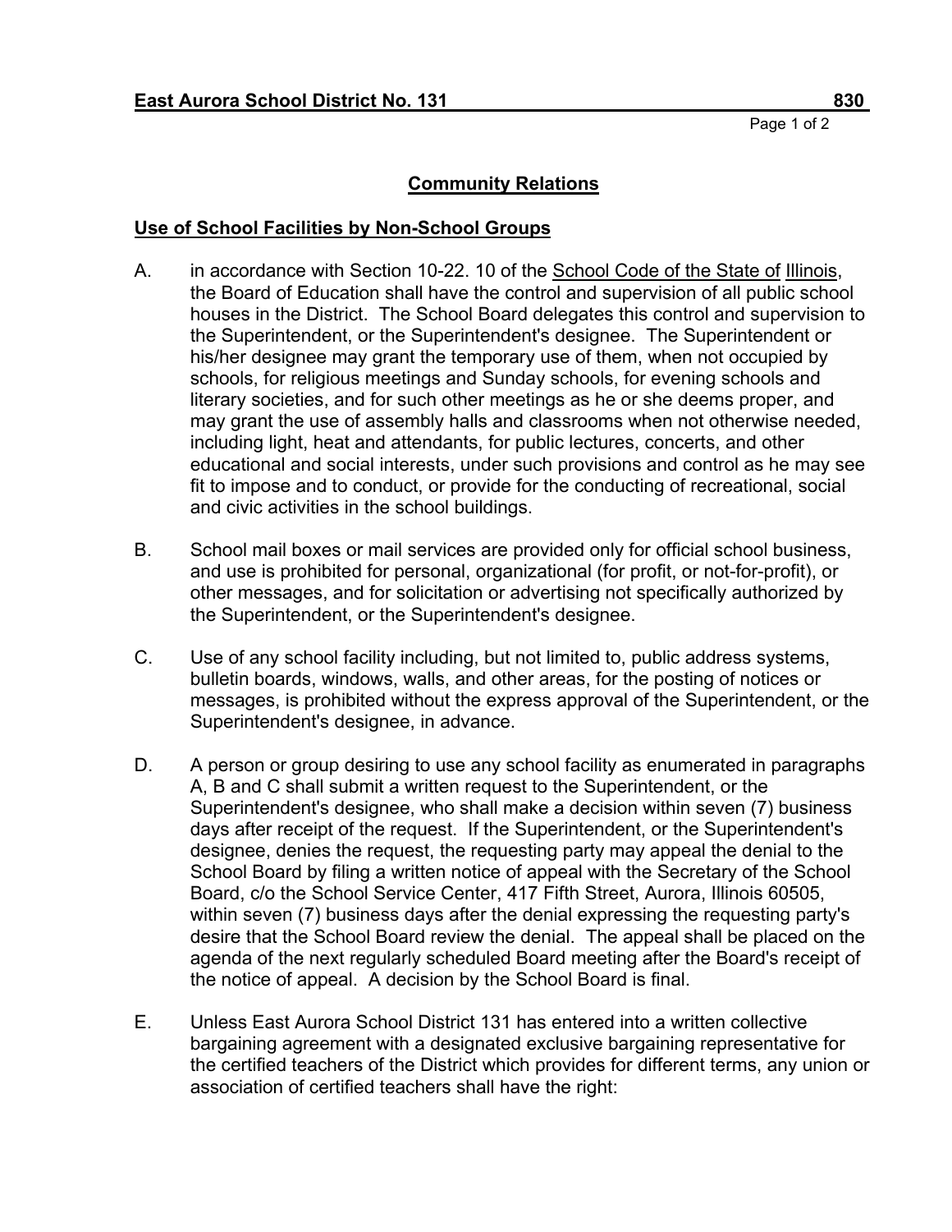## Community Relations

### Use of School Facilities by Non-School Groups

A. in accordance with Section 10-22. 10 of the School Code of the State of Illinois, the Board of Education shall have the control and supervision of all public school houses in the District. The School Board delegates this control and supervision to the Superintendent, or the Superintendent's designee. The Superintendent or his/her designee may grant the temporary use of them, when not occupied by schools, for religious meetings and Sunday schools, for evening schools and literary societies, and for such other meetings as he or she deems proper, and may grant the use of assembly halls and classrooms when not otherwise needed, including light, heat and attendants, for public lectures, concerts, and other educational and social interests, under such provisions and control as he may see fit to impose and to conduct, or provide for the conducting of recreational, social and civic activities in the school buildings.

B. School mail boxes or mail services are provided only for official school business, and use is prohibited for personal, organizational (for profit, or not-for-profit), or other messages, and for solicitation or advertising not specifically authorized by the Superintendent, or the Superintendent's designee.

C. Use of any school facility including, but not limited to, public address systems, bulletin boards, windows, walls, and other areas, for the posting of notices or messages, is prohibited without the express approval of the Superintendent, or the Superintendent's designee, in advance.

D. A person or group desiring to use any school facility as enumerated in paragraphs A, B and C shall submit a written request to the Superintendent, or the Superintendent's designee, who shall make a decision within seven (7) business days after receipt of the request. If the Superintendent, or the Superintendent's designee, denies the request, the requesting party may appeal the denial to the School Board by filing a written notice of appeal with the Secretary of the School Board, c/o the School Service Center, 417 Fifth Street, Aurora, Illinois 60505, within seven (7) business days after the denial expressing the requesting party's desire that the School Board review the denial. The appeal shall be placed on the agenda of the next regularly scheduled Board meeting after the Board's receipt of the notice of appeal. A decision by the School Board is final.

E. Unless East Aurora School District 131 has entered into a written collective bargaining agreement with a designated exclusive bargaining representative for the certified teachers of the District which provides for different terms, any union or association of certified teachers shall have the right: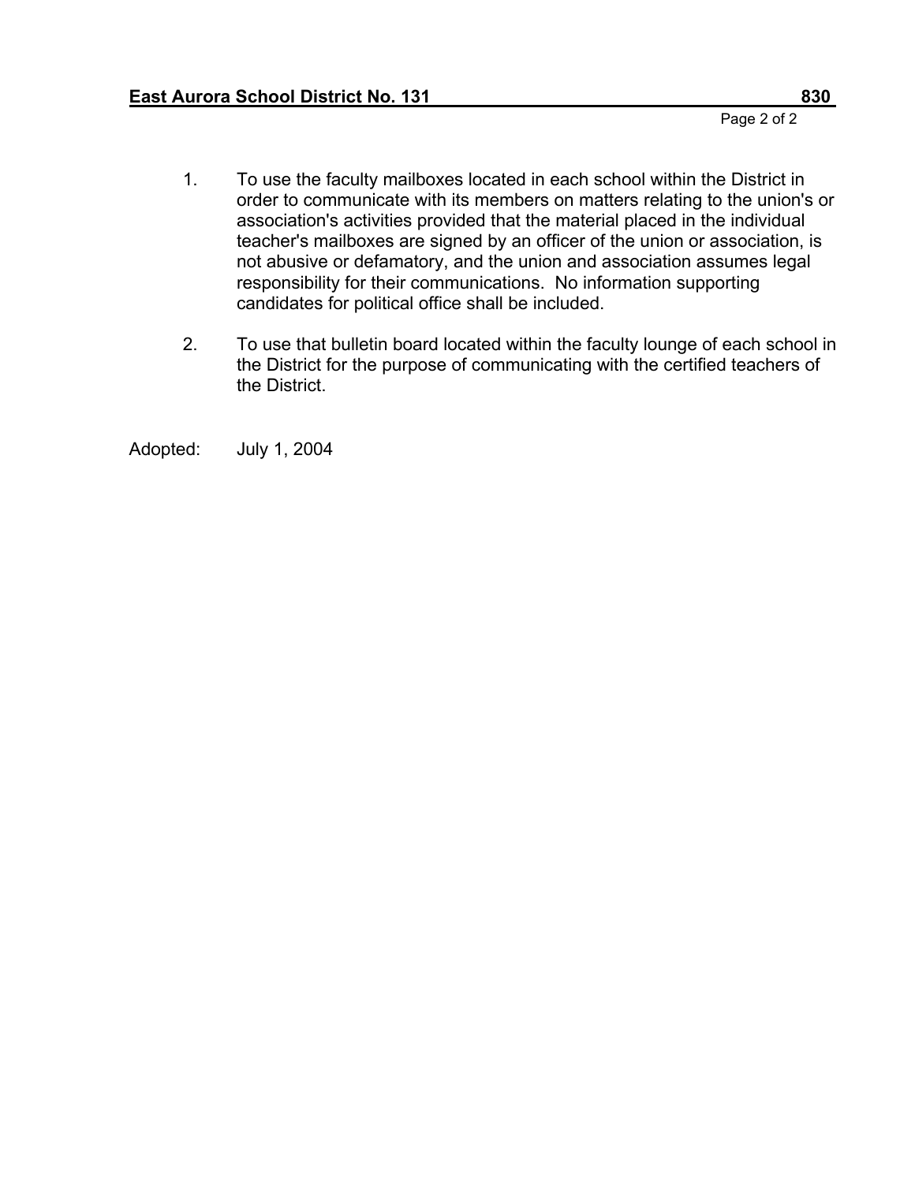1. To use the faculty mailboxes located in each school within the District in order to communicate with its members on matters relating to the union's or association's activities provided that the material placed in the individual teacher's mailboxes are signed by an officer of the union or association, is not abusive or defamatory, and the union and association assumes legal responsibility for their communications. No information supporting candidates for political office shall be included.

2. To use that bulletin board located within the faculty lounge of each school in the District for the purpose of communicating with the certified teachers of the District.

Adopted: July 1, 2004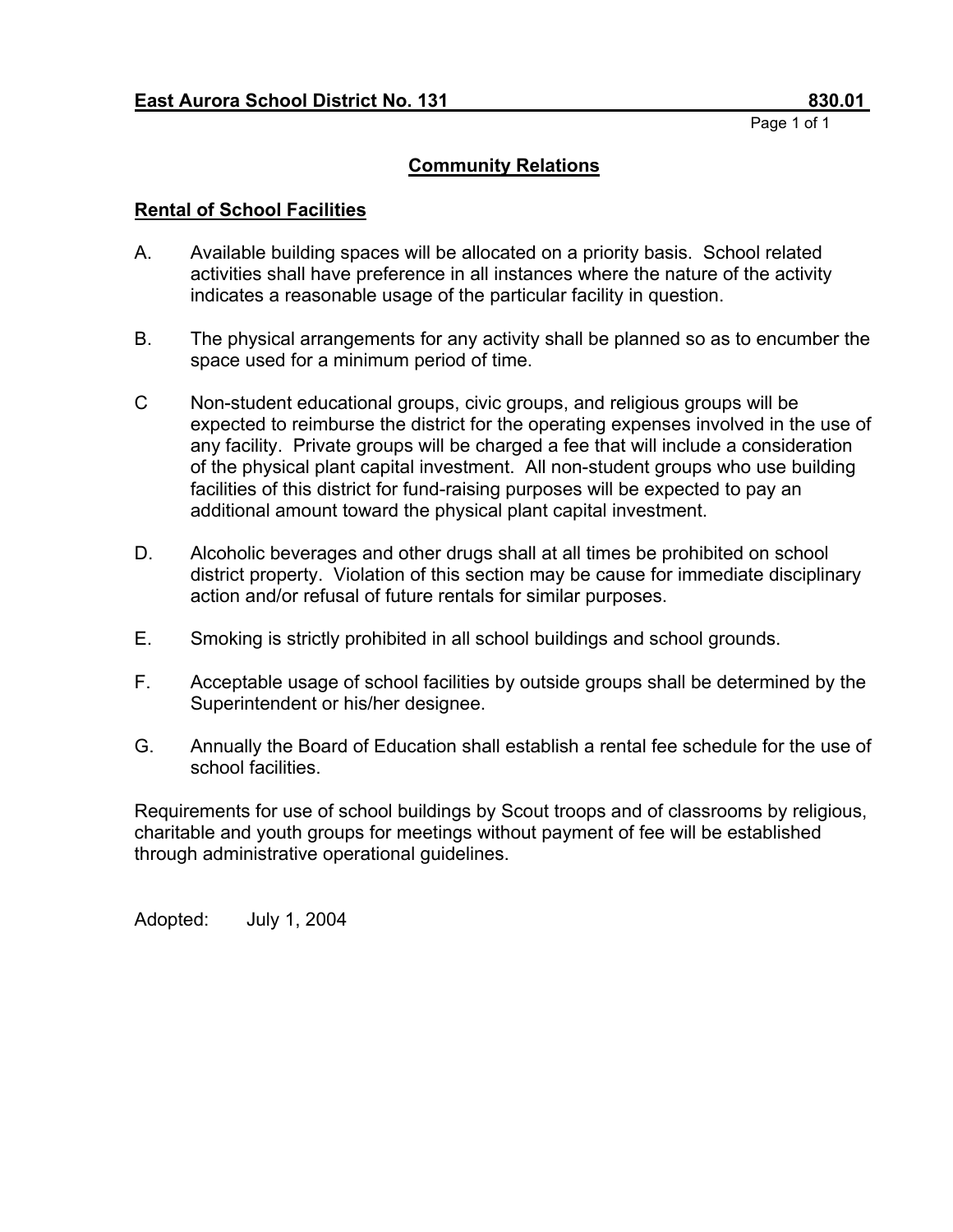**East Aurora School District No. 131** **830.01**

## Community Relations

### Rental of School Facilities

A. Available building spaces will be allocated on a priority basis. School related activities shall have preference in all instances where the nature of the activity indicates a reasonable usage of the particular facility in question.

B. The physical arrangements for any activity shall be planned so as to encumber the space used for a minimum period of time.

C Non-student educational groups, civic groups, and religious groups will be expected to reimburse the district for the operating expenses involved in the use of any facility. Private groups will be charged a fee that will include a consideration of the physical plant capital investment. All non-student groups who use building facilities of this district for fund-raising purposes will be expected to pay an additional amount toward the physical plant capital investment.

D. Alcoholic beverages and other drugs shall at all times be prohibited on school district property. Violation of this section may be cause for immediate disciplinary action and/or refusal of future rentals for similar purposes.

E. Smoking is strictly prohibited in all school buildings and school grounds.

F. Acceptable usage of school facilities by outside groups shall be determined by the Superintendent or his/her designee.

G. Annually the Board of Education shall establish a rental fee schedule for the use of school facilities.

Requirements for use of school buildings by Scout troops and of classrooms by religious, charitable and youth groups for meetings without payment of fee will be established through administrative operational guidelines.

Adopted: July 1, 2004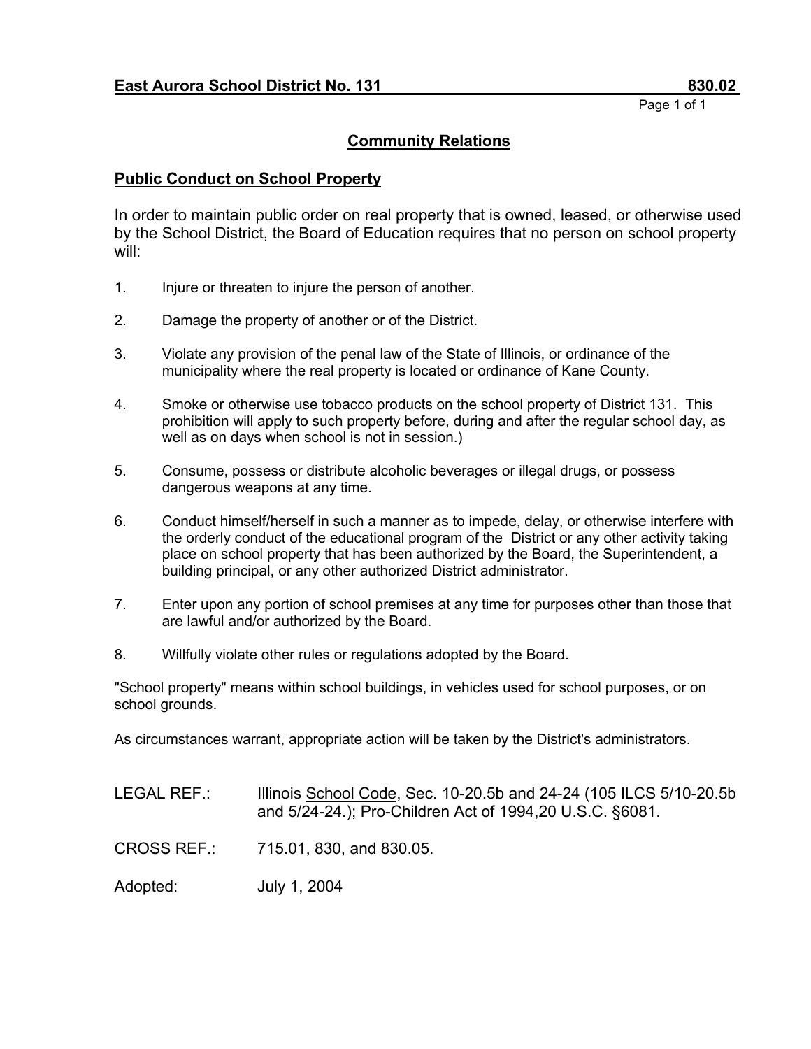**East Aurora School District No. 131** **830.02**

## Community Relations

### Public Conduct on School Property

In order to maintain public order on real property that is owned, leased, or otherwise used by the School District, the Board of Education requires that no person on school property will:

1. Injure or threaten to injure the person of another.
2. Damage the property of another or of the District.
3. Violate any provision of the penal law of the State of Illinois, or ordinance of the municipality where the real property is located or ordinance of Kane County.
4. Smoke or otherwise use tobacco products on the school property of District 131. This prohibition will apply to such property before, during and after the regular school day, as well as on days when school is not in session.)
5. Consume, possess or distribute alcoholic beverages or illegal drugs, or possess dangerous weapons at any time.
6. Conduct himself/herself in such a manner as to impede, delay, or otherwise interfere with the orderly conduct of the educational program of the District or any other activity taking place on school property that has been authorized by the Board, the Superintendent, a building principal, or any other authorized District administrator.
7. Enter upon any portion of school premises at any time for purposes other than those that are lawful and/or authorized by the Board.
8. Willfully violate other rules or regulations adopted by the Board.

"School property" means within school buildings, in vehicles used for school purposes, or on school grounds.

As circumstances warrant, appropriate action will be taken by the District's administrators.

LEGAL REF.: Illinois School Code, Sec. 10-20.5b and 24-24 (105 ILCS 5/10-20.5b and 5/24-24.); Pro-Children Act of 1994,20 U.S.C. §6081.

CROSS REF.: 715.01, 830, and 830.05.

Adopted: July 1, 2004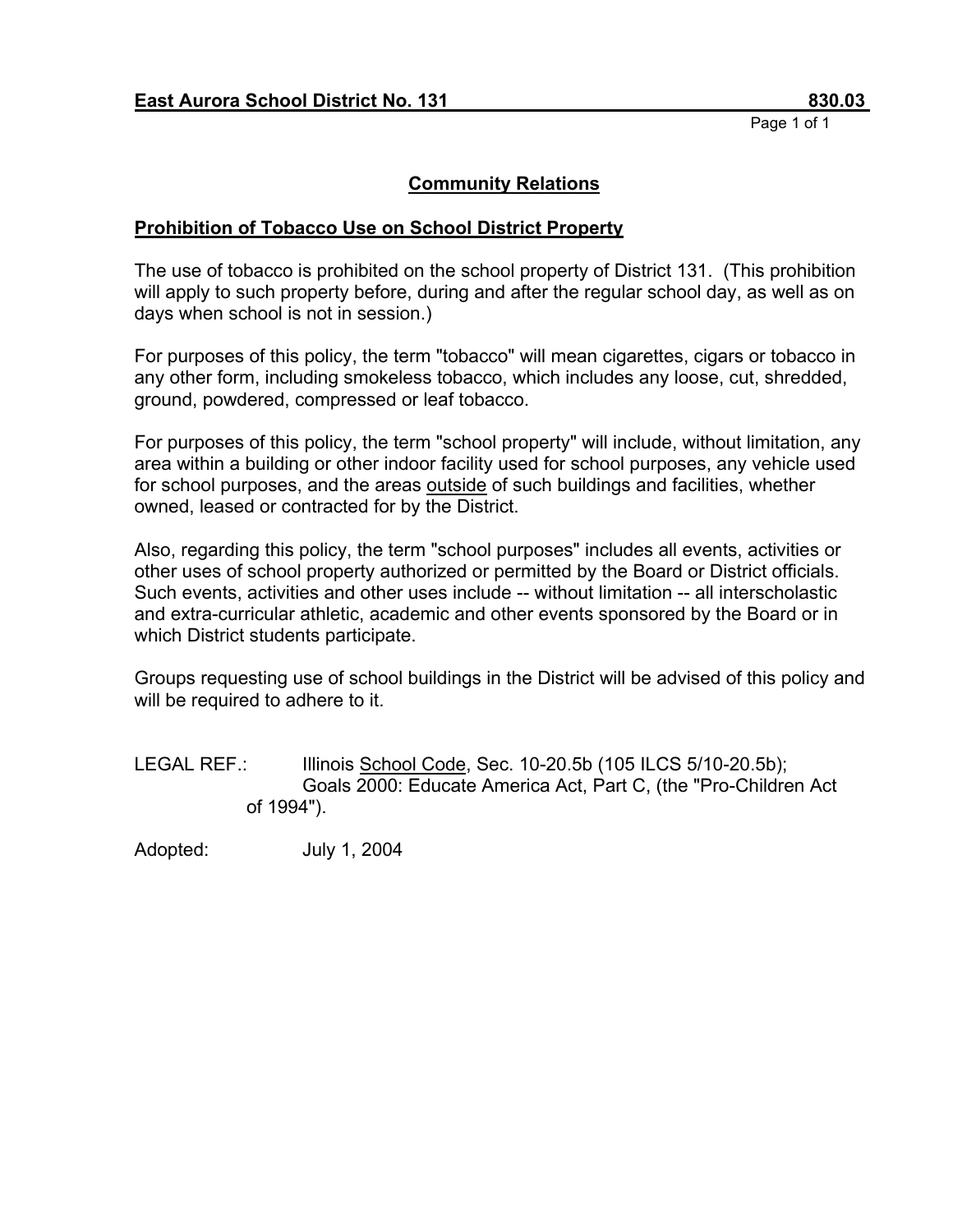**East Aurora School District No. 131** **830.03**

## Community Relations

### Prohibition of Tobacco Use on School District Property

The use of tobacco is prohibited on the school property of District 131. (This prohibition will apply to such property before, during and after the regular school day, as well as on days when school is not in session.)

For purposes of this policy, the term "tobacco" will mean cigarettes, cigars or tobacco in any other form, including smokeless tobacco, which includes any loose, cut, shredded, ground, powdered, compressed or leaf tobacco.

For purposes of this policy, the term "school property" will include, without limitation, any area within a building or other indoor facility used for school purposes, any vehicle used for school purposes, and the areas outside of such buildings and facilities, whether owned, leased or contracted for by the District.

Also, regarding this policy, the term "school purposes" includes all events, activities or other uses of school property authorized or permitted by the Board or District officials. Such events, activities and other uses include -- without limitation -- all interscholastic and extra-curricular athletic, academic and other events sponsored by the Board or in which District students participate.

Groups requesting use of school buildings in the District will be advised of this policy and will be required to adhere to it.

LEGAL REF.: Illinois School Code, Sec. 10-20.5b (105 ILCS 5/10-20.5b); Goals 2000: Educate America Act, Part C, (the "Pro-Children Act of 1994").

Adopted: July 1, 2004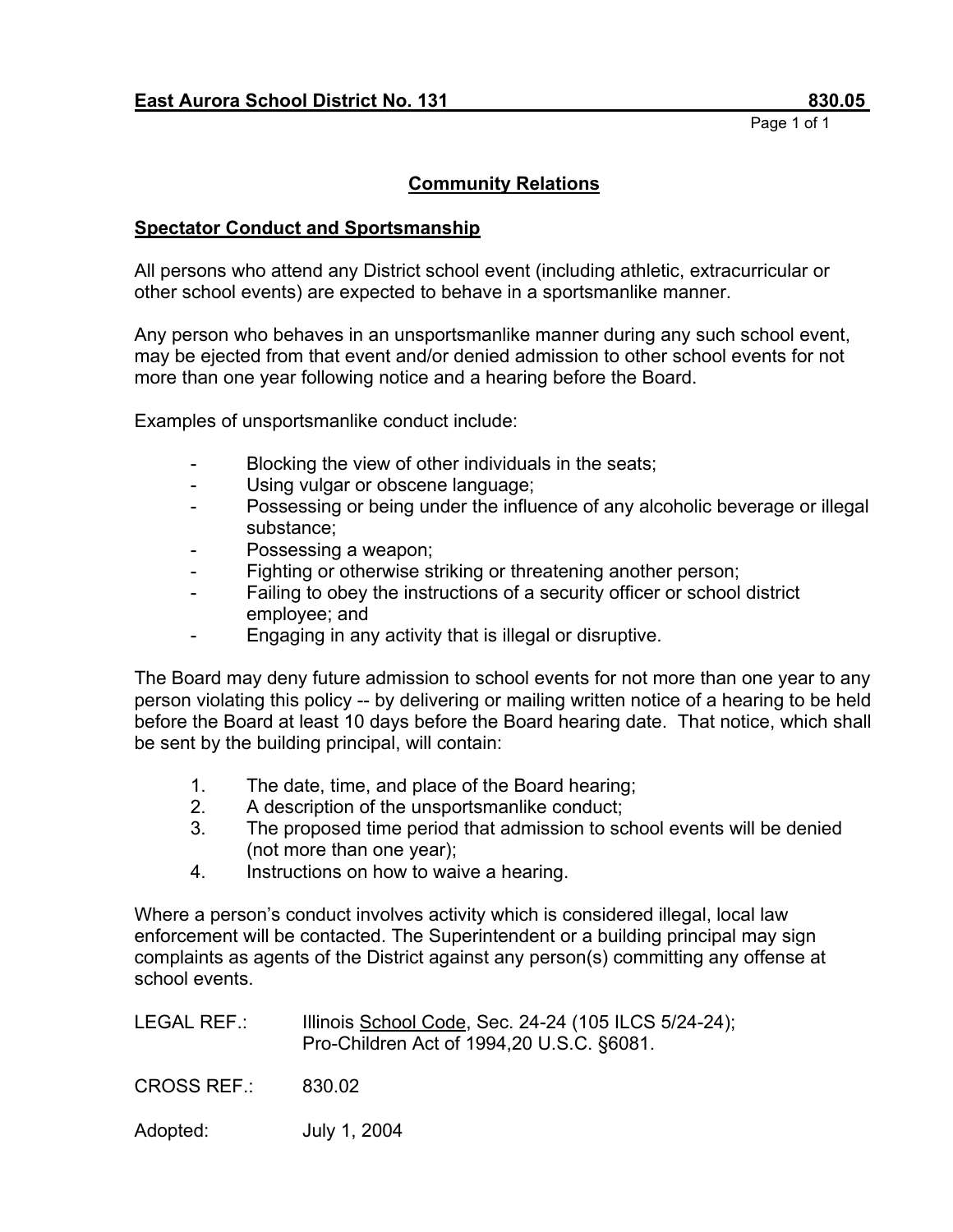**East Aurora School District No. 131** **830.05**

## Community Relations

### Spectator Conduct and Sportsmanship

All persons who attend any District school event (including athletic, extracurricular or other school events) are expected to behave in a sportsmanlike manner.

Any person who behaves in an unsportsmanlike manner during any such school event, may be ejected from that event and/or denied admission to other school events for not more than one year following notice and a hearing before the Board.

Examples of unsportsmanlike conduct include:

- Blocking the view of other individuals in the seats;
- Using vulgar or obscene language;
- Possessing or being under the influence of any alcoholic beverage or illegal substance;
- Possessing a weapon;
- Fighting or otherwise striking or threatening another person;
- Failing to obey the instructions of a security officer or school district employee; and
- Engaging in any activity that is illegal or disruptive.

The Board may deny future admission to school events for not more than one year to any person violating this policy -- by delivering or mailing written notice of a hearing to be held before the Board at least 10 days before the Board hearing date. That notice, which shall be sent by the building principal, will contain:

1. The date, time, and place of the Board hearing;
2. A description of the unsportsmanlike conduct;
3. The proposed time period that admission to school events will be denied (not more than one year);
4. Instructions on how to waive a hearing.

Where a person's conduct involves activity which is considered illegal, local law enforcement will be contacted. The Superintendent or a building principal may sign complaints as agents of the District against any person(s) committing any offense at school events.

LEGAL REF.: Illinois School Code, Sec. 24-24 (105 ILCS 5/24-24); Pro-Children Act of 1994,20 U.S.C. §6081.

CROSS REF.: 830.02

Adopted: July 1, 2004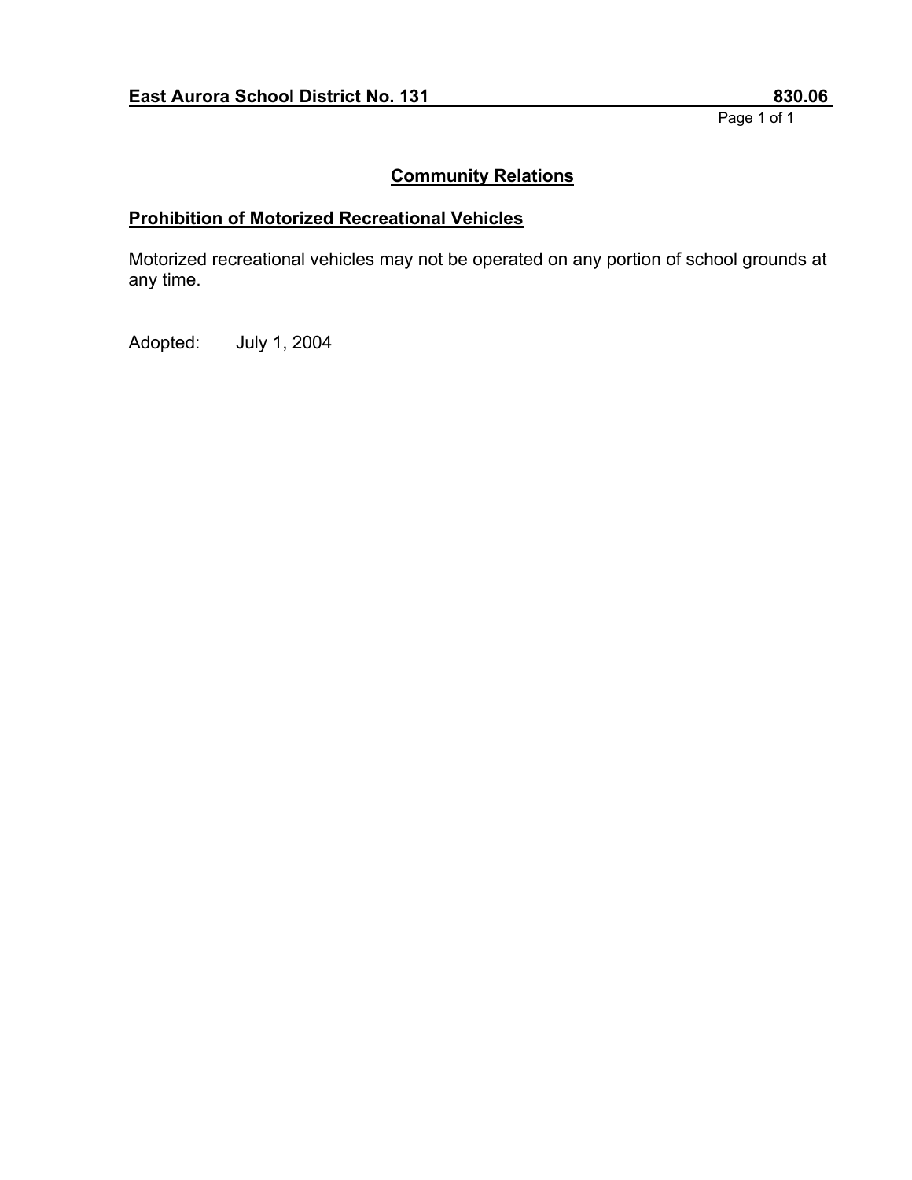**East Aurora School District No. 131 830.06**

## Community Relations

### Prohibition of Motorized Recreational Vehicles

Motorized recreational vehicles may not be operated on any portion of school grounds at any time.

Adopted: July 1, 2004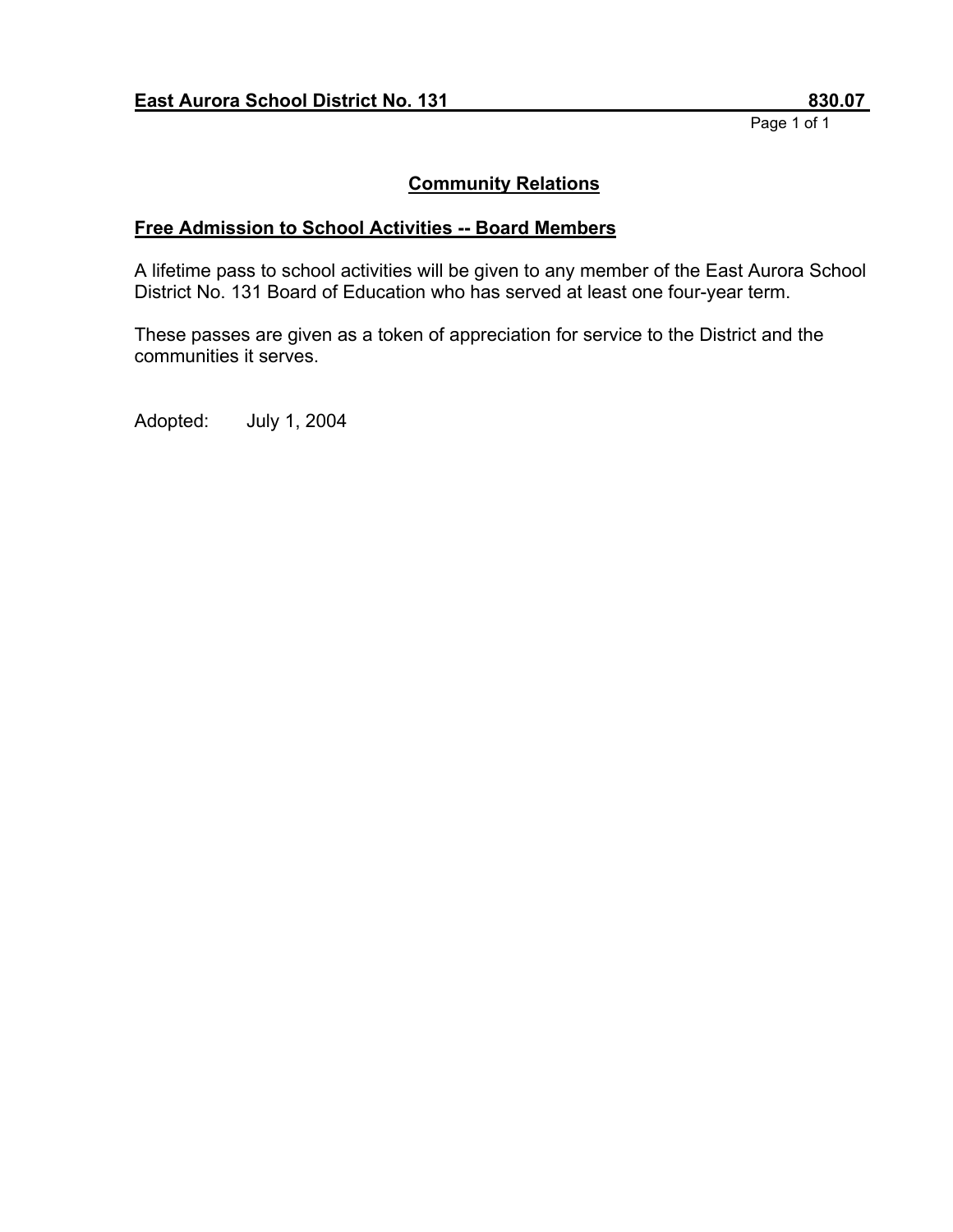**East Aurora School District No. 131** **830.07**

## Community Relations

### Free Admission to School Activities -- Board Members

A lifetime pass to school activities will be given to any member of the East Aurora School District No. 131 Board of Education who has served at least one four-year term.

These passes are given as a token of appreciation for service to the District and the communities it serves.

Adopted: July 1, 2004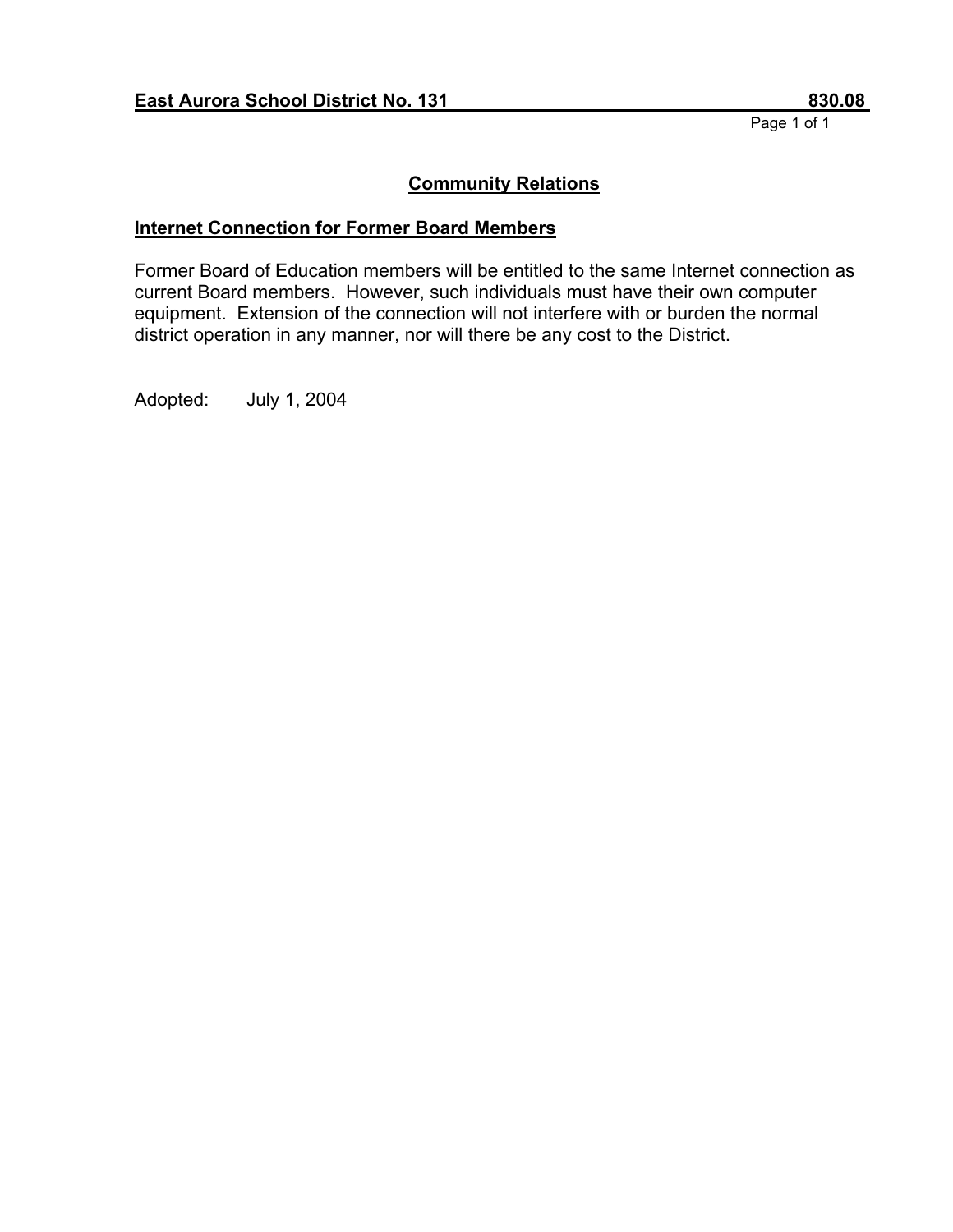**East Aurora School District No. 131** **830.08**

## Community Relations

### Internet Connection for Former Board Members

Former Board of Education members will be entitled to the same Internet connection as current Board members. However, such individuals must have their own computer equipment. Extension of the connection will not interfere with or burden the normal district operation in any manner, nor will there be any cost to the District.

Adopted: July 1, 2004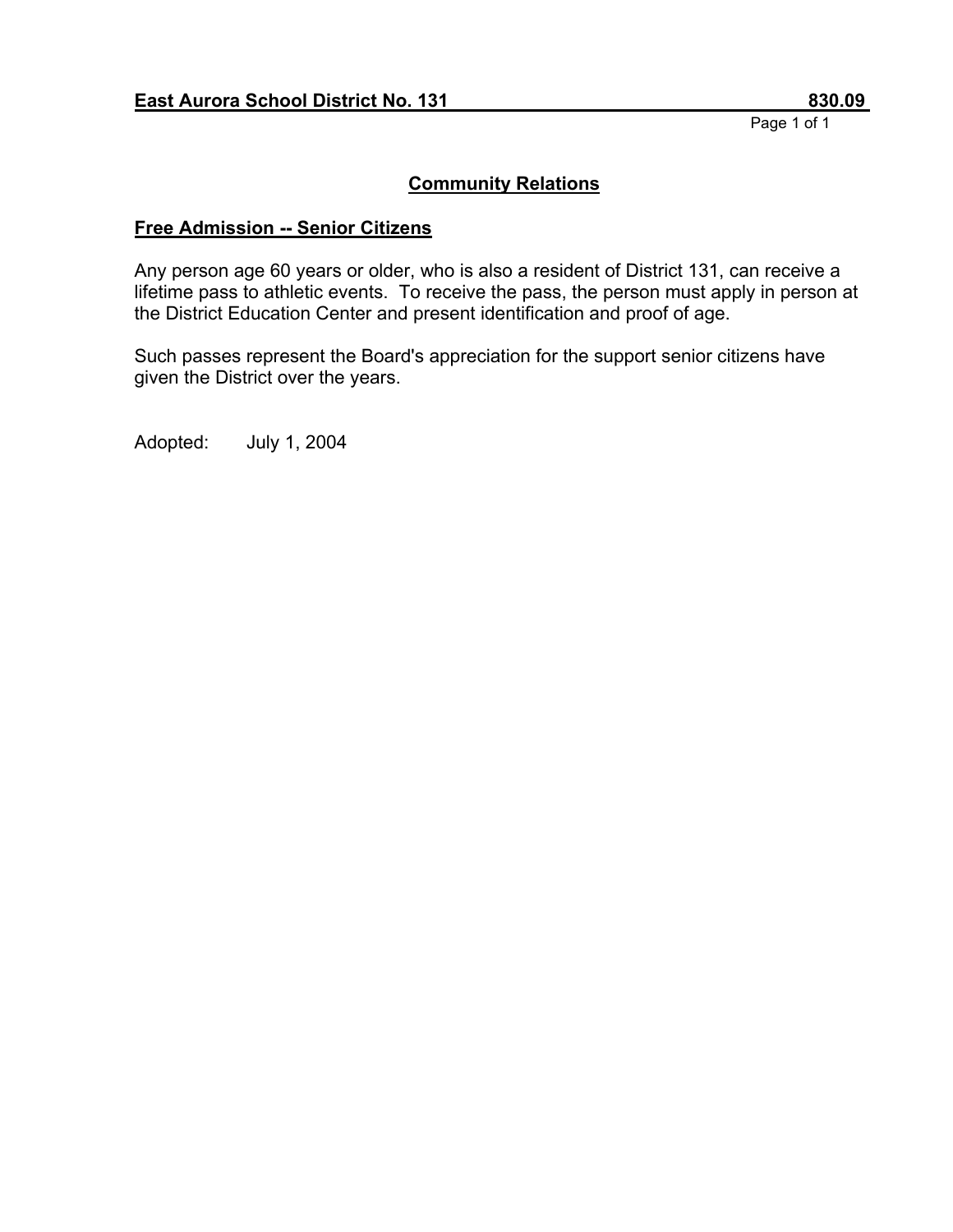**East Aurora School District No. 131** **830.09**

## Community Relations

### Free Admission -- Senior Citizens

Any person age 60 years or older, who is also a resident of District 131, can receive a lifetime pass to athletic events. To receive the pass, the person must apply in person at the District Education Center and present identification and proof of age.

Such passes represent the Board's appreciation for the support senior citizens have given the District over the years.

Adopted: July 1, 2004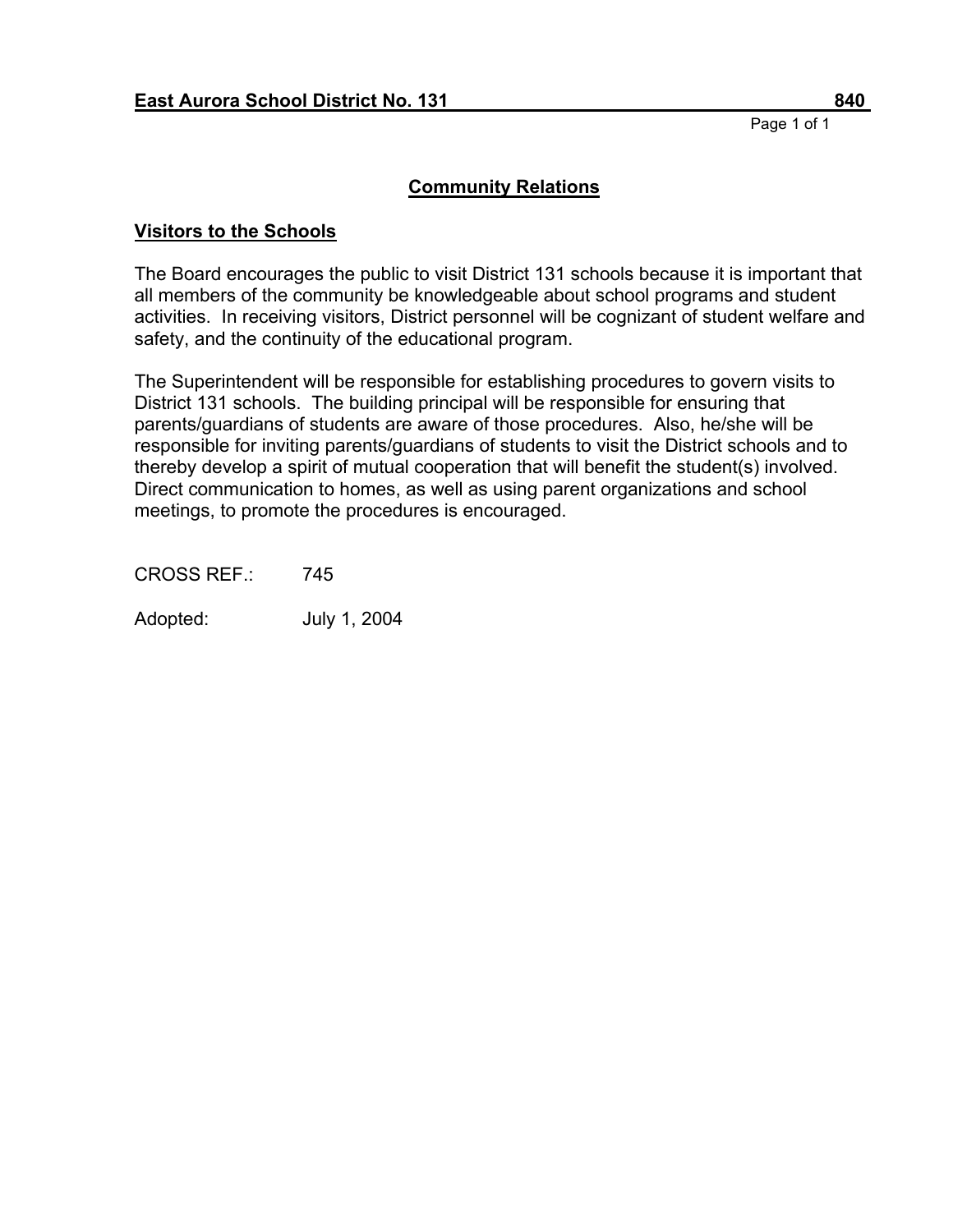**East Aurora School District No. 131 — 840**

## Community Relations

### Visitors to the Schools

The Board encourages the public to visit District 131 schools because it is important that all members of the community be knowledgeable about school programs and student activities. In receiving visitors, District personnel will be cognizant of student welfare and safety, and the continuity of the educational program.

The Superintendent will be responsible for establishing procedures to govern visits to District 131 schools. The building principal will be responsible for ensuring that parents/guardians of students are aware of those procedures. Also, he/she will be responsible for inviting parents/guardians of students to visit the District schools and to thereby develop a spirit of mutual cooperation that will benefit the student(s) involved. Direct communication to homes, as well as using parent organizations and school meetings, to promote the procedures is encouraged.

CROSS REF.: 745

Adopted: July 1, 2004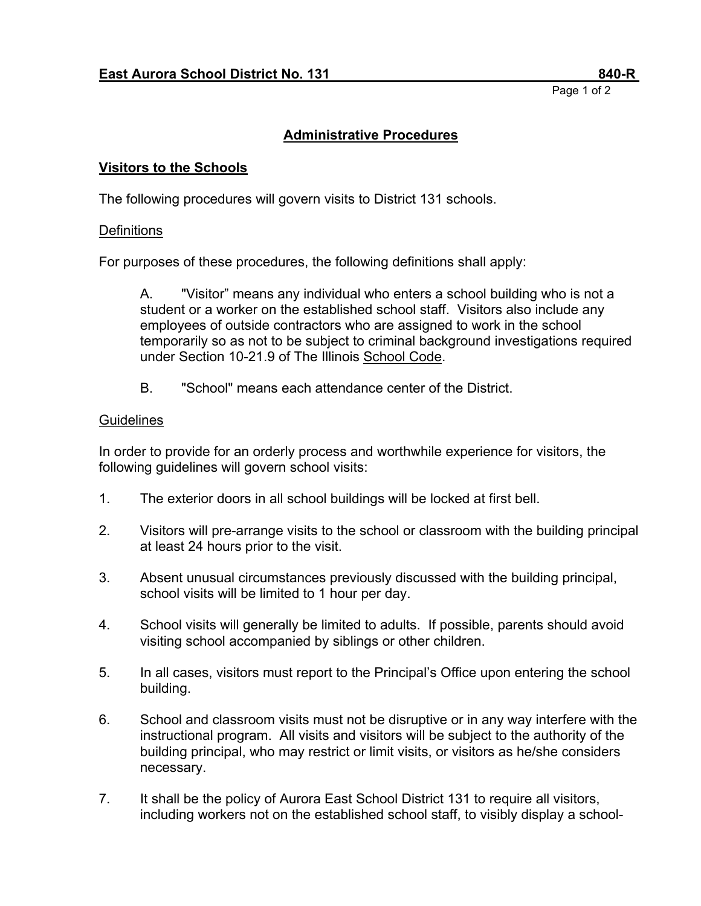## Administrative Procedures

### Visitors to the Schools

The following procedures will govern visits to District 131 schools.

Definitions

For purposes of these procedures, the following definitions shall apply:

> A. "Visitor" means any individual who enters a school building who is not a student or a worker on the established school staff. Visitors also include any employees of outside contractors who are assigned to work in the school temporarily so as not to be subject to criminal background investigations required under Section 10-21.9 of The Illinois School Code.
>
> B. "School" means each attendance center of the District.

Guidelines

In order to provide for an orderly process and worthwhile experience for visitors, the following guidelines will govern school visits:

1. The exterior doors in all school buildings will be locked at first bell.
2. Visitors will pre-arrange visits to the school or classroom with the building principal at least 24 hours prior to the visit.
3. Absent unusual circumstances previously discussed with the building principal, school visits will be limited to 1 hour per day.
4. School visits will generally be limited to adults. If possible, parents should avoid visiting school accompanied by siblings or other children.
5. In all cases, visitors must report to the Principal's Office upon entering the school building.
6. School and classroom visits must not be disruptive or in any way interfere with the instructional program. All visits and visitors will be subject to the authority of the building principal, who may restrict or limit visits, or visitors as he/she considers necessary.
7. It shall be the policy of Aurora East School District 131 to require all visitors, including workers not on the established school staff, to visibly display a school-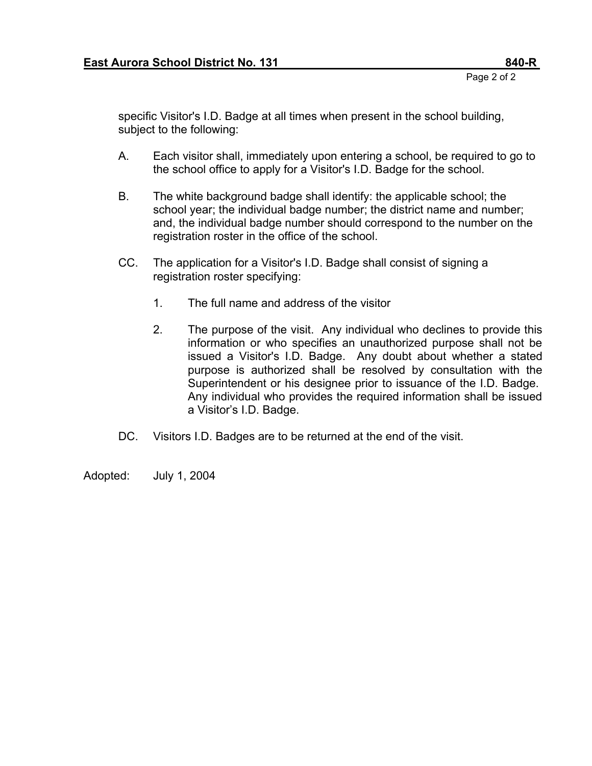specific Visitor's I.D. Badge at all times when present in the school building, subject to the following:

A. Each visitor shall, immediately upon entering a school, be required to go to the school office to apply for a Visitor's I.D. Badge for the school.

B. The white background badge shall identify: the applicable school; the school year; the individual badge number; the district name and number; and, the individual badge number should correspond to the number on the registration roster in the office of the school.

CC. The application for a Visitor's I.D. Badge shall consist of signing a registration roster specifying:

1. The full name and address of the visitor

2. The purpose of the visit. Any individual who declines to provide this information or who specifies an unauthorized purpose shall not be issued a Visitor's I.D. Badge. Any doubt about whether a stated purpose is authorized shall be resolved by consultation with the Superintendent or his designee prior to issuance of the I.D. Badge. Any individual who provides the required information shall be issued a Visitor's I.D. Badge.

DC. Visitors I.D. Badges are to be returned at the end of the visit.

Adopted: July 1, 2004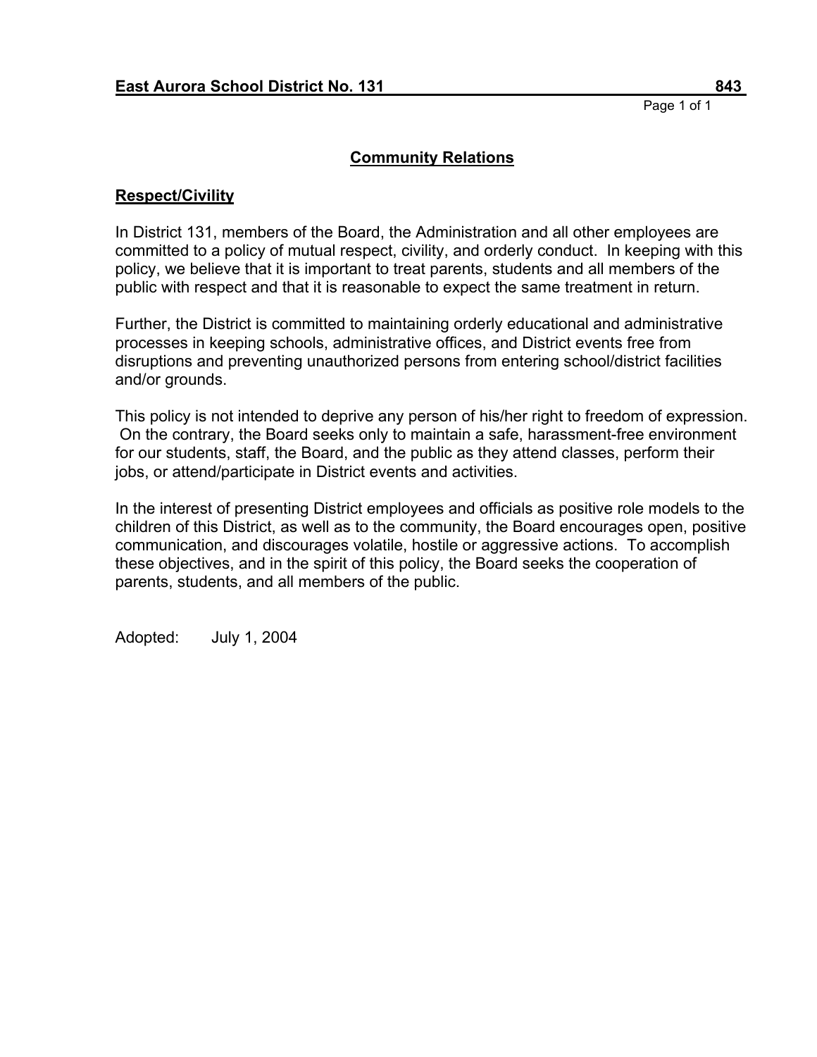**East Aurora School District No. 131** **843**

## Community Relations

### Respect/Civility

In District 131, members of the Board, the Administration and all other employees are committed to a policy of mutual respect, civility, and orderly conduct. In keeping with this policy, we believe that it is important to treat parents, students and all members of the public with respect and that it is reasonable to expect the same treatment in return.

Further, the District is committed to maintaining orderly educational and administrative processes in keeping schools, administrative offices, and District events free from disruptions and preventing unauthorized persons from entering school/district facilities and/or grounds.

This policy is not intended to deprive any person of his/her right to freedom of expression. On the contrary, the Board seeks only to maintain a safe, harassment-free environment for our students, staff, the Board, and the public as they attend classes, perform their jobs, or attend/participate in District events and activities.

In the interest of presenting District employees and officials as positive role models to the children of this District, as well as to the community, the Board encourages open, positive communication, and discourages volatile, hostile or aggressive actions. To accomplish these objectives, and in the spirit of this policy, the Board seeks the cooperation of parents, students, and all members of the public.

Adopted: July 1, 2004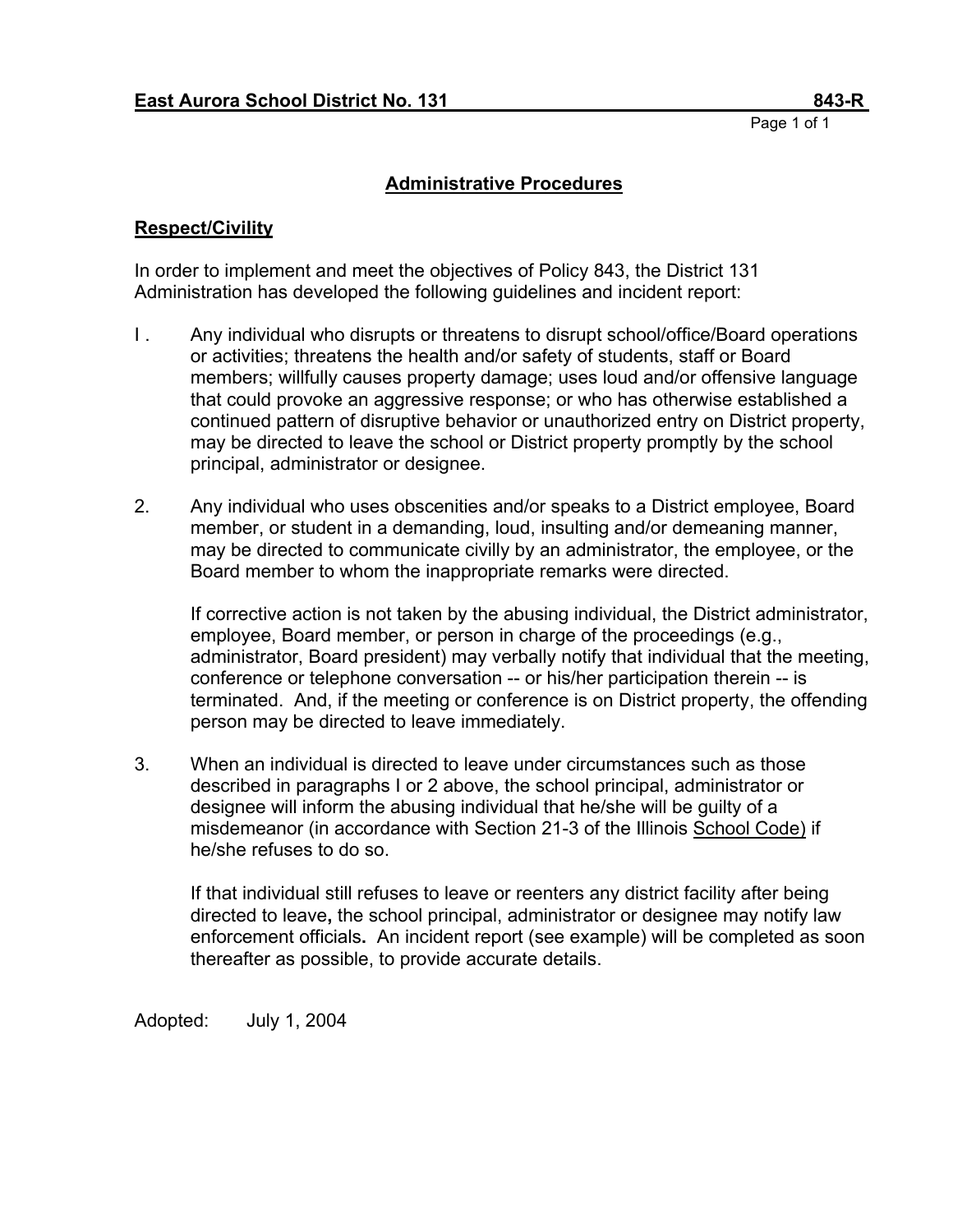**East Aurora School District No. 131** **843-R**

## Administrative Procedures

### Respect/Civility

In order to implement and meet the objectives of Policy 843, the District 131 Administration has developed the following guidelines and incident report:

I . Any individual who disrupts or threatens to disrupt school/office/Board operations or activities; threatens the health and/or safety of students, staff or Board members; willfully causes property damage; uses loud and/or offensive language that could provoke an aggressive response; or who has otherwise established a continued pattern of disruptive behavior or unauthorized entry on District property, may be directed to leave the school or District property promptly by the school principal, administrator or designee.

2. Any individual who uses obscenities and/or speaks to a District employee, Board member, or student in a demanding, loud, insulting and/or demeaning manner, may be directed to communicate civilly by an administrator, the employee, or the Board member to whom the inappropriate remarks were directed.

   If corrective action is not taken by the abusing individual, the District administrator, employee, Board member, or person in charge of the proceedings (e.g., administrator, Board president) may verbally notify that individual that the meeting, conference or telephone conversation -- or his/her participation therein -- is terminated. And, if the meeting or conference is on District property, the offending person may be directed to leave immediately.

3. When an individual is directed to leave under circumstances such as those described in paragraphs I or 2 above, the school principal, administrator or designee will inform the abusing individual that he/she will be guilty of a misdemeanor (in accordance with Section 21-3 of the Illinois School Code) if he/she refuses to do so.

   If that individual still refuses to leave or reenters any district facility after being directed to leave**,** the school principal, administrator or designee may notify law enforcement officials**.** An incident report (see example) will be completed as soon thereafter as possible, to provide accurate details.

Adopted: July 1, 2004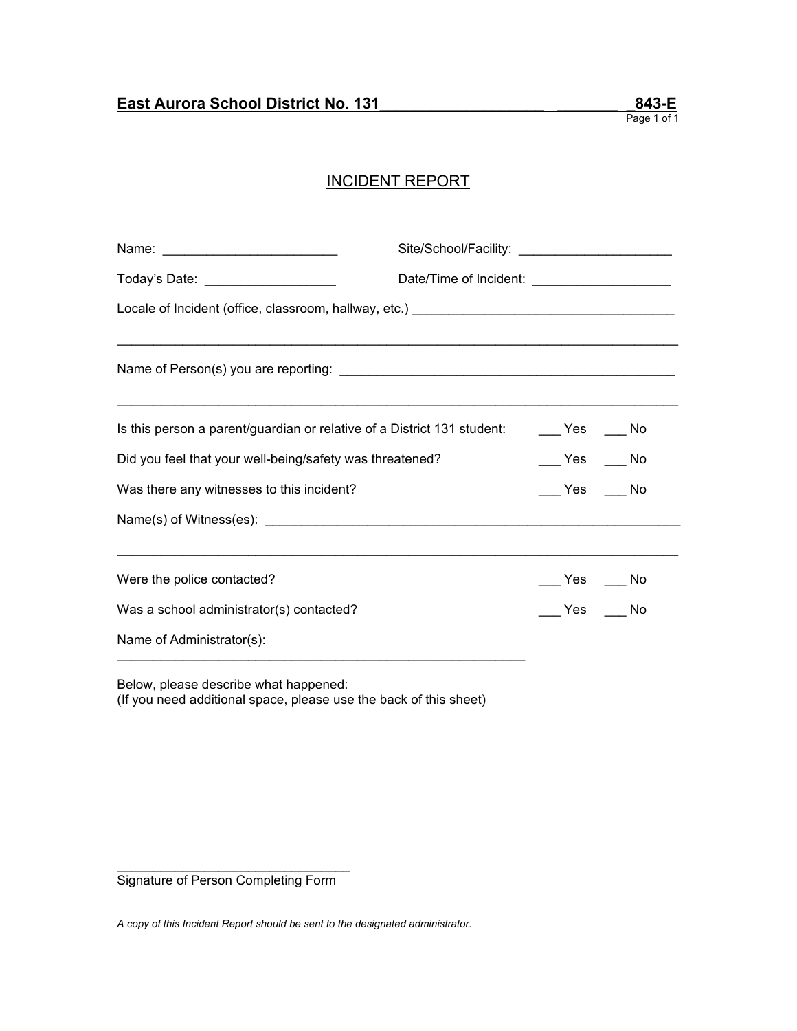**East Aurora School District No. 131 843-E**

# INCIDENT REPORT

Name: ________________________ Site/School/Facility: _____________________

Today's Date: __________________ Date/Time of Incident: ___________________

Locale of Incident (office, classroom, hallway, etc.) ____________________________________

_____________________________________________________________________________

Name of Person(s) you are reporting: ______________________________________________

_____________________________________________________________________________

Is this person a parent/guardian or relative of a District 131 student: ___ Yes ___ No

Did you feel that your well-being/safety was threatened? ___ Yes ___ No

Was there any witnesses to this incident? ___ Yes ___ No

Name(s) of Witness(es): _________________________________________________________

_____________________________________________________________________________

Were the police contacted? ___ Yes ___ No

Was a school administrator(s) contacted? ___ Yes ___ No

Name of Administrator(s):

__________________________________________________________

Below, please describe what happened:
(If you need additional space, please use the back of this sheet)

________________________________
Signature of Person Completing Form

*A copy of this Incident Report should be sent to the designated administrator.*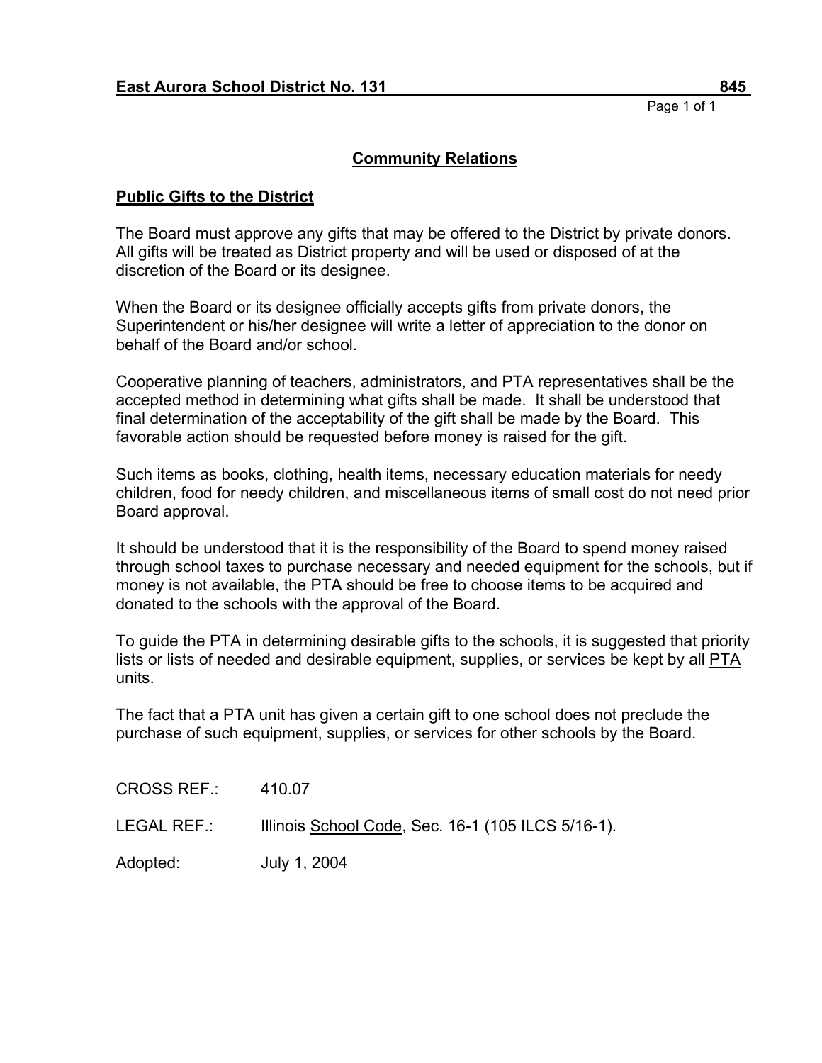**East Aurora School District No. 131** **845**

## Community Relations

### Public Gifts to the District

The Board must approve any gifts that may be offered to the District by private donors. All gifts will be treated as District property and will be used or disposed of at the discretion of the Board or its designee.

When the Board or its designee officially accepts gifts from private donors, the Superintendent or his/her designee will write a letter of appreciation to the donor on behalf of the Board and/or school.

Cooperative planning of teachers, administrators, and PTA representatives shall be the accepted method in determining what gifts shall be made. It shall be understood that final determination of the acceptability of the gift shall be made by the Board. This favorable action should be requested before money is raised for the gift.

Such items as books, clothing, health items, necessary education materials for needy children, food for needy children, and miscellaneous items of small cost do not need prior Board approval.

It should be understood that it is the responsibility of the Board to spend money raised through school taxes to purchase necessary and needed equipment for the schools, but if money is not available, the PTA should be free to choose items to be acquired and donated to the schools with the approval of the Board.

To guide the PTA in determining desirable gifts to the schools, it is suggested that priority lists or lists of needed and desirable equipment, supplies, or services be kept by all PTA units.

The fact that a PTA unit has given a certain gift to one school does not preclude the purchase of such equipment, supplies, or services for other schools by the Board.

CROSS REF.: 410.07

LEGAL REF.: Illinois School Code, Sec. 16-1 (105 ILCS 5/16-1).

Adopted: July 1, 2004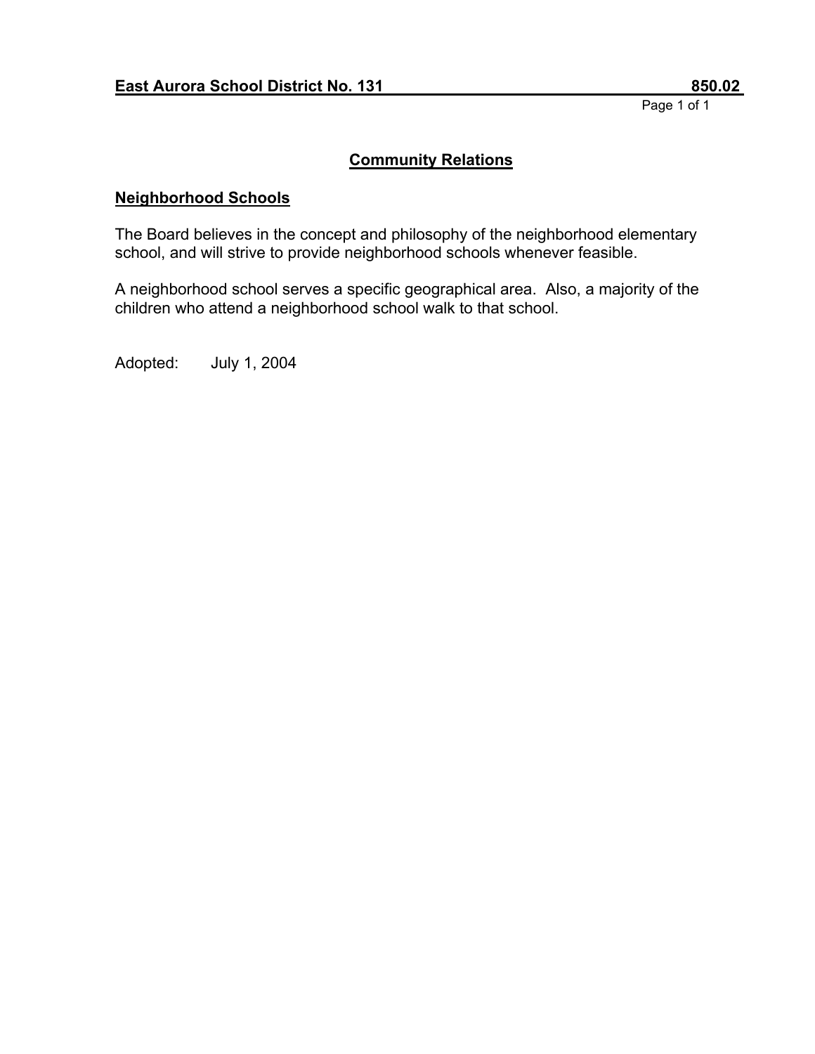**East Aurora School District No. 131 850.02**

## Community Relations

### Neighborhood Schools

The Board believes in the concept and philosophy of the neighborhood elementary school, and will strive to provide neighborhood schools whenever feasible.

A neighborhood school serves a specific geographical area. Also, a majority of the children who attend a neighborhood school walk to that school.

Adopted: July 1, 2004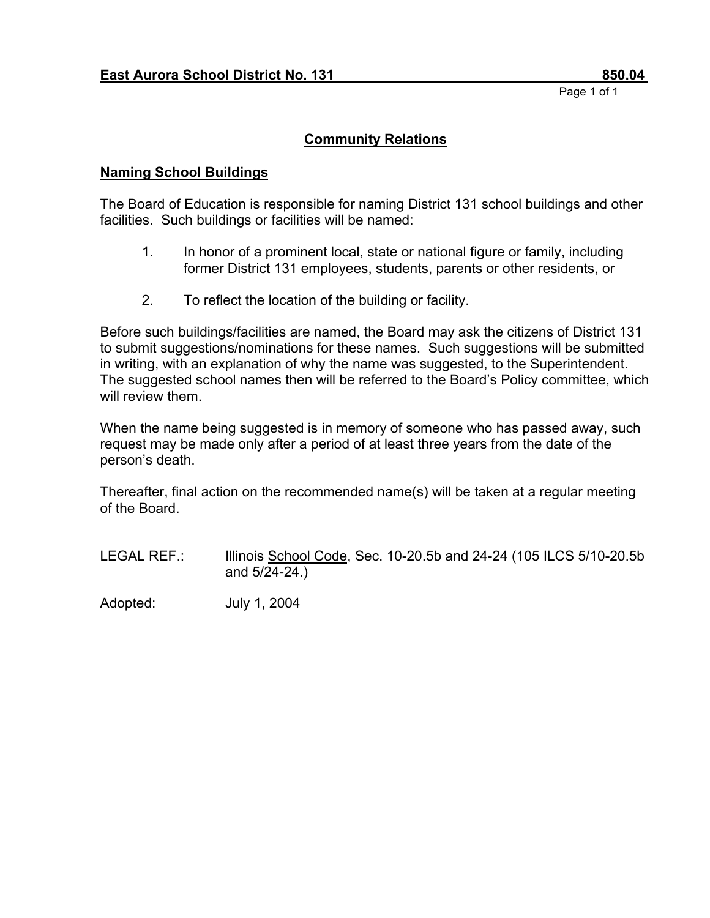**East Aurora School District No. 131** **850.04**

## Community Relations

### Naming School Buildings

The Board of Education is responsible for naming District 131 school buildings and other facilities. Such buildings or facilities will be named:

1. In honor of a prominent local, state or national figure or family, including former District 131 employees, students, parents or other residents, or

2. To reflect the location of the building or facility.

Before such buildings/facilities are named, the Board may ask the citizens of District 131 to submit suggestions/nominations for these names. Such suggestions will be submitted in writing, with an explanation of why the name was suggested, to the Superintendent. The suggested school names then will be referred to the Board's Policy committee, which will review them.

When the name being suggested is in memory of someone who has passed away, such request may be made only after a period of at least three years from the date of the person's death.

Thereafter, final action on the recommended name(s) will be taken at a regular meeting of the Board.

LEGAL REF.: Illinois School Code, Sec. 10-20.5b and 24-24 (105 ILCS 5/10-20.5b and 5/24-24.)

Adopted: July 1, 2004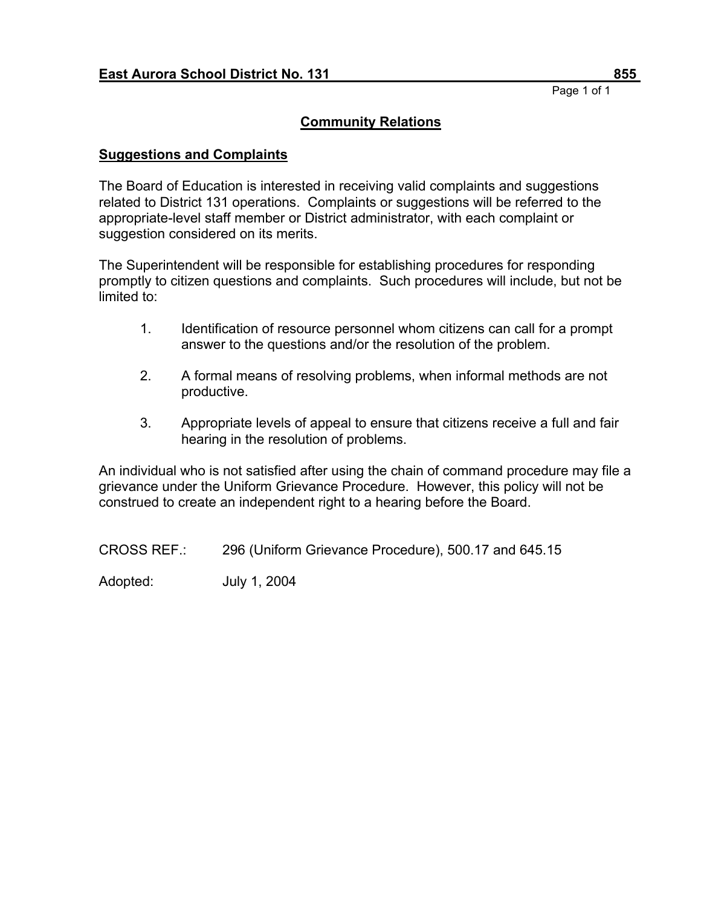**East Aurora School District No. 131** **855**

## Community Relations

### Suggestions and Complaints

The Board of Education is interested in receiving valid complaints and suggestions related to District 131 operations. Complaints or suggestions will be referred to the appropriate-level staff member or District administrator, with each complaint or suggestion considered on its merits.

The Superintendent will be responsible for establishing procedures for responding promptly to citizen questions and complaints. Such procedures will include, but not be limited to:

1. Identification of resource personnel whom citizens can call for a prompt answer to the questions and/or the resolution of the problem.
2. A formal means of resolving problems, when informal methods are not productive.
3. Appropriate levels of appeal to ensure that citizens receive a full and fair hearing in the resolution of problems.

An individual who is not satisfied after using the chain of command procedure may file a grievance under the Uniform Grievance Procedure. However, this policy will not be construed to create an independent right to a hearing before the Board.

CROSS REF.: 296 (Uniform Grievance Procedure), 500.17 and 645.15

Adopted: July 1, 2004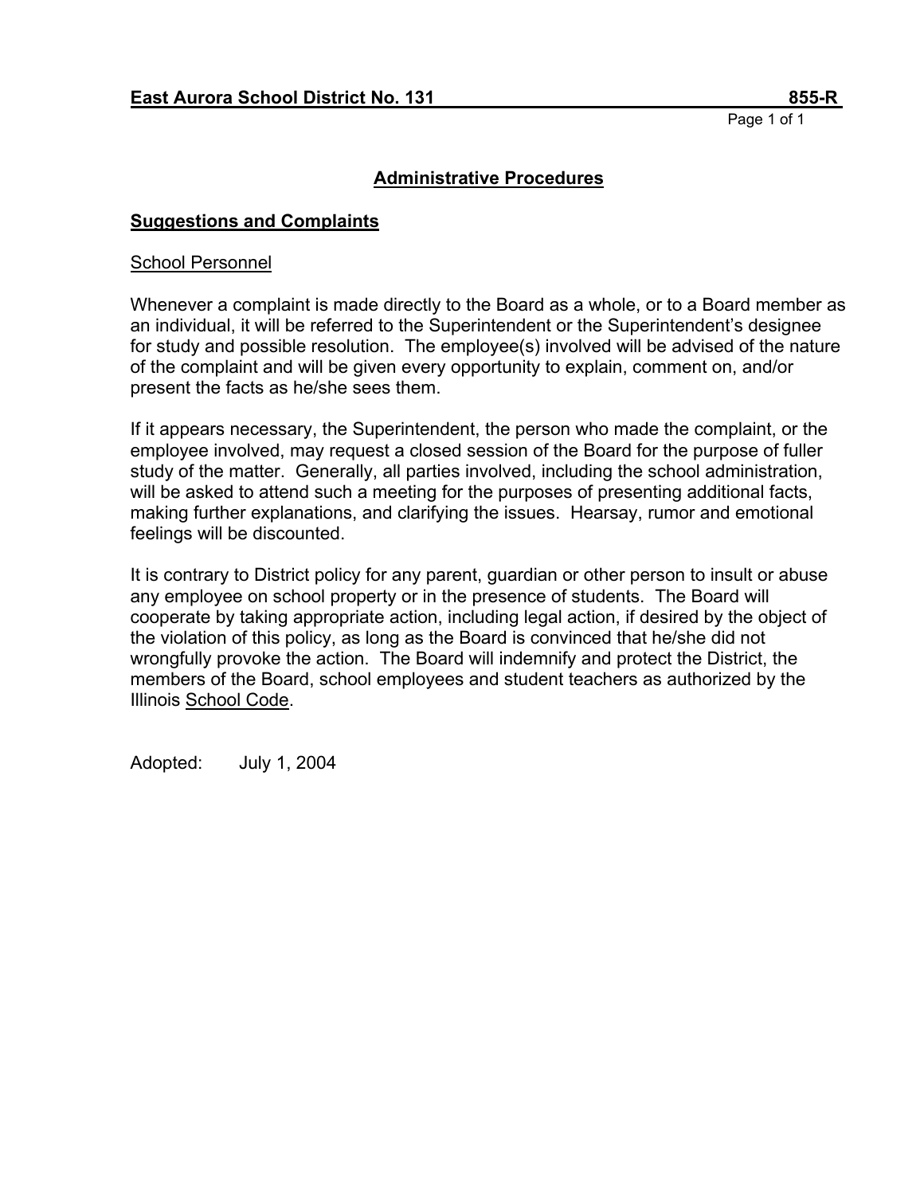**East Aurora School District No. 131** **855-R**

## Administrative Procedures

### Suggestions and Complaints

School Personnel

Whenever a complaint is made directly to the Board as a whole, or to a Board member as an individual, it will be referred to the Superintendent or the Superintendent's designee for study and possible resolution. The employee(s) involved will be advised of the nature of the complaint and will be given every opportunity to explain, comment on, and/or present the facts as he/she sees them.

If it appears necessary, the Superintendent, the person who made the complaint, or the employee involved, may request a closed session of the Board for the purpose of fuller study of the matter. Generally, all parties involved, including the school administration, will be asked to attend such a meeting for the purposes of presenting additional facts, making further explanations, and clarifying the issues. Hearsay, rumor and emotional feelings will be discounted.

It is contrary to District policy for any parent, guardian or other person to insult or abuse any employee on school property or in the presence of students. The Board will cooperate by taking appropriate action, including legal action, if desired by the object of the violation of this policy, as long as the Board is convinced that he/she did not wrongfully provoke the action. The Board will indemnify and protect the District, the members of the Board, school employees and student teachers as authorized by the Illinois School Code.

Adopted: July 1, 2004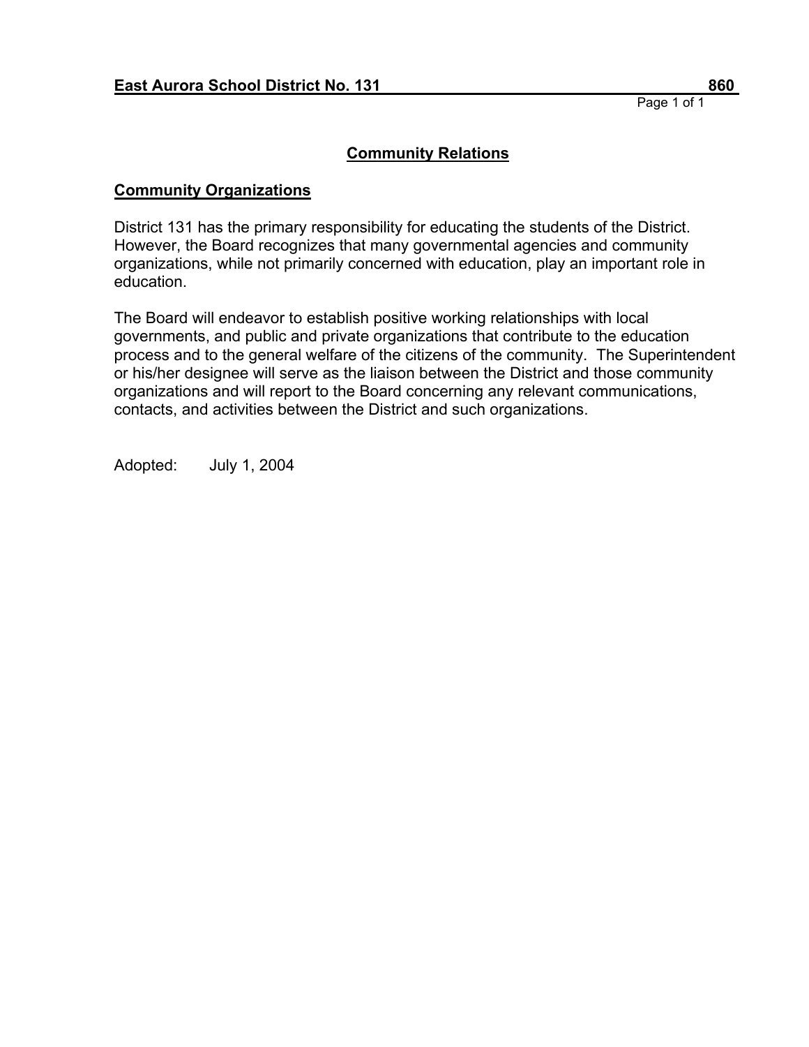**East Aurora School District No. 131** **860**

# Community Relations

## Community Organizations

District 131 has the primary responsibility for educating the students of the District. However, the Board recognizes that many governmental agencies and community organizations, while not primarily concerned with education, play an important role in education.

The Board will endeavor to establish positive working relationships with local governments, and public and private organizations that contribute to the education process and to the general welfare of the citizens of the community. The Superintendent or his/her designee will serve as the liaison between the District and those community organizations and will report to the Board concerning any relevant communications, contacts, and activities between the District and such organizations.

Adopted: July 1, 2004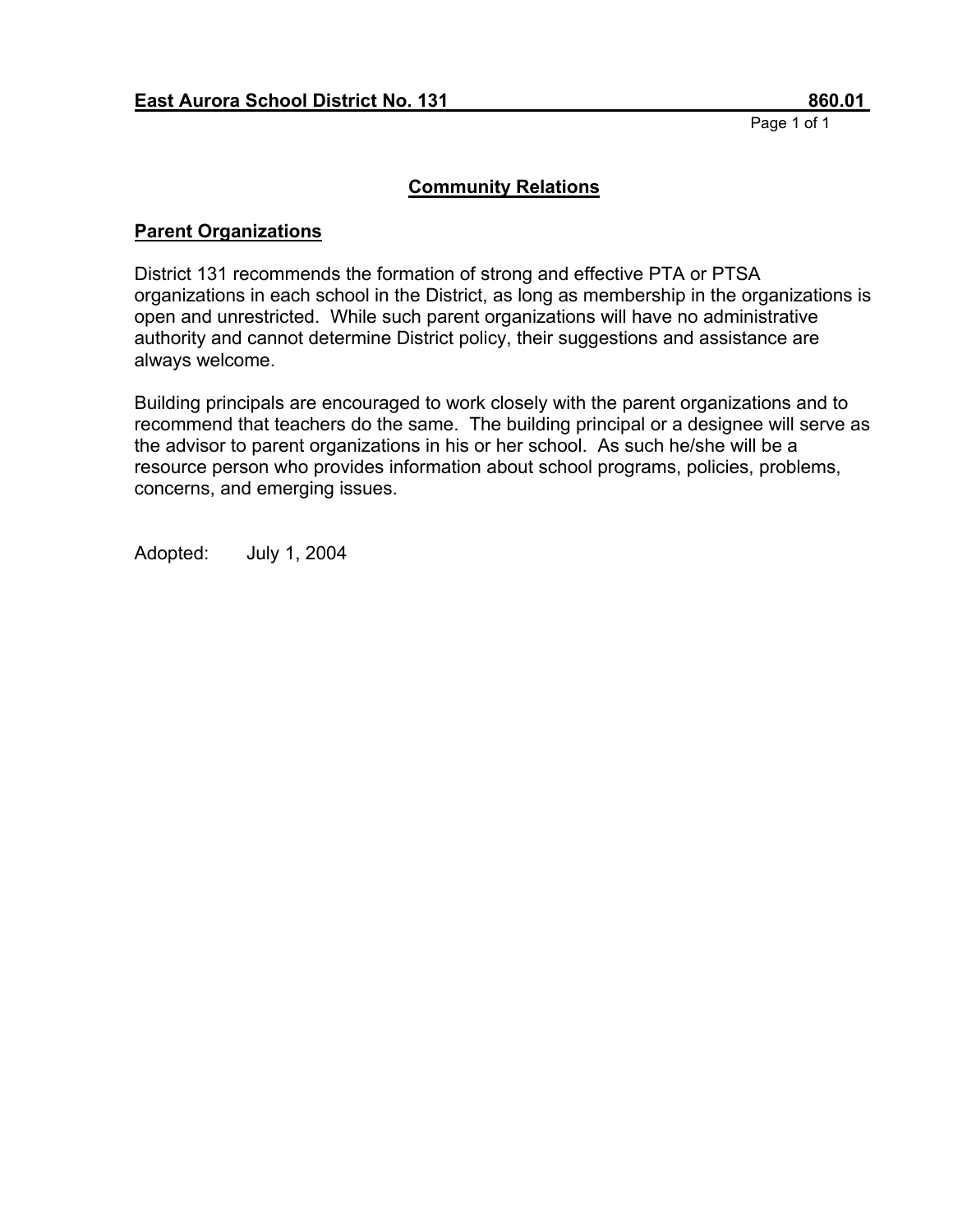**East Aurora School District No. 131 860.01**

## Community Relations

### Parent Organizations

District 131 recommends the formation of strong and effective PTA or PTSA organizations in each school in the District, as long as membership in the organizations is open and unrestricted. While such parent organizations will have no administrative authority and cannot determine District policy, their suggestions and assistance are always welcome.

Building principals are encouraged to work closely with the parent organizations and to recommend that teachers do the same. The building principal or a designee will serve as the advisor to parent organizations in his or her school. As such he/she will be a resource person who provides information about school programs, policies, problems, concerns, and emerging issues.

Adopted: July 1, 2004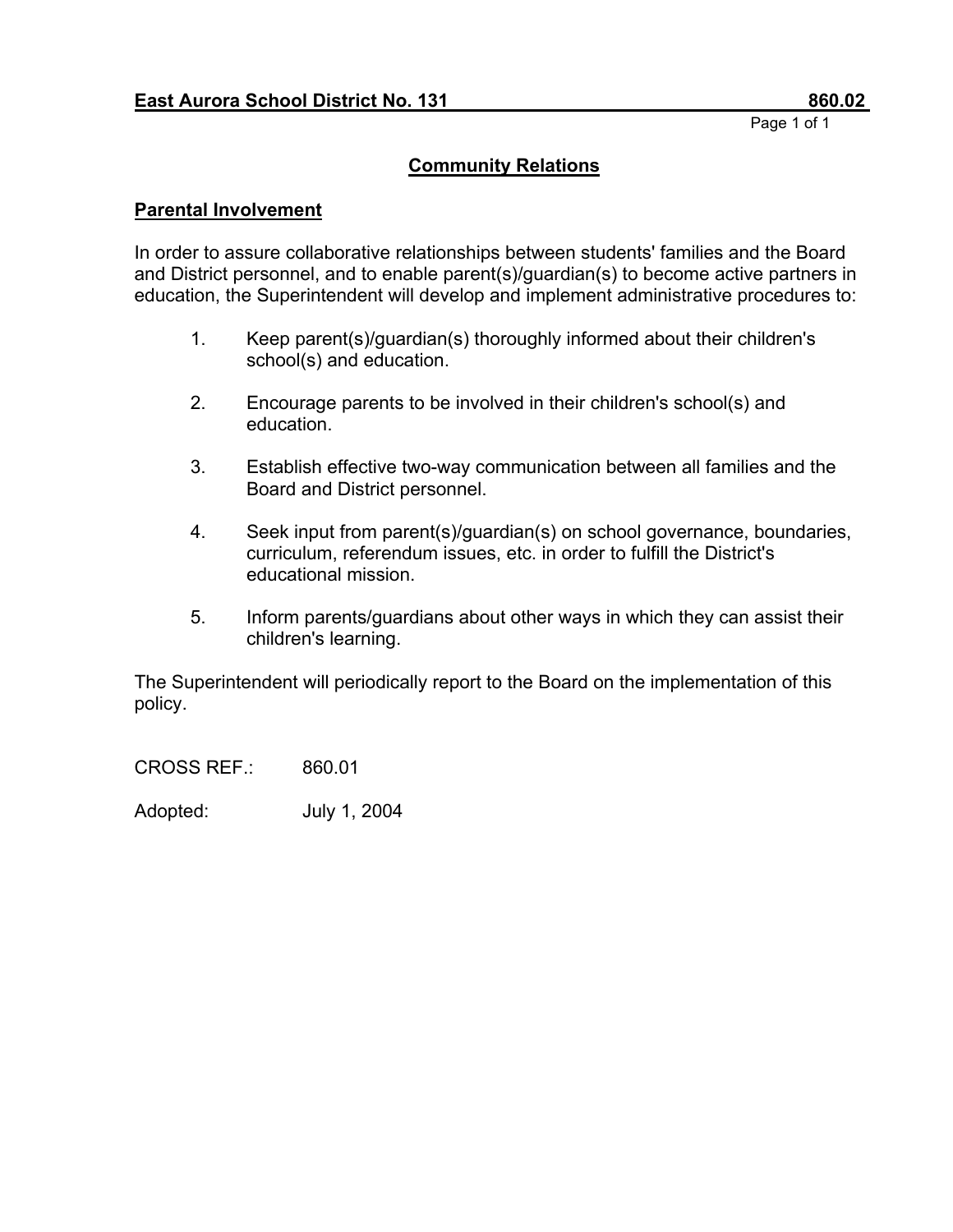**East Aurora School District No. 131** **860.02**

## Community Relations

### Parental Involvement

In order to assure collaborative relationships between students' families and the Board and District personnel, and to enable parent(s)/guardian(s) to become active partners in education, the Superintendent will develop and implement administrative procedures to:

1. Keep parent(s)/guardian(s) thoroughly informed about their children's school(s) and education.
2. Encourage parents to be involved in their children's school(s) and education.
3. Establish effective two-way communication between all families and the Board and District personnel.
4. Seek input from parent(s)/guardian(s) on school governance, boundaries, curriculum, referendum issues, etc. in order to fulfill the District's educational mission.
5. Inform parents/guardians about other ways in which they can assist their children's learning.

The Superintendent will periodically report to the Board on the implementation of this policy.

CROSS REF.: 860.01

Adopted: July 1, 2004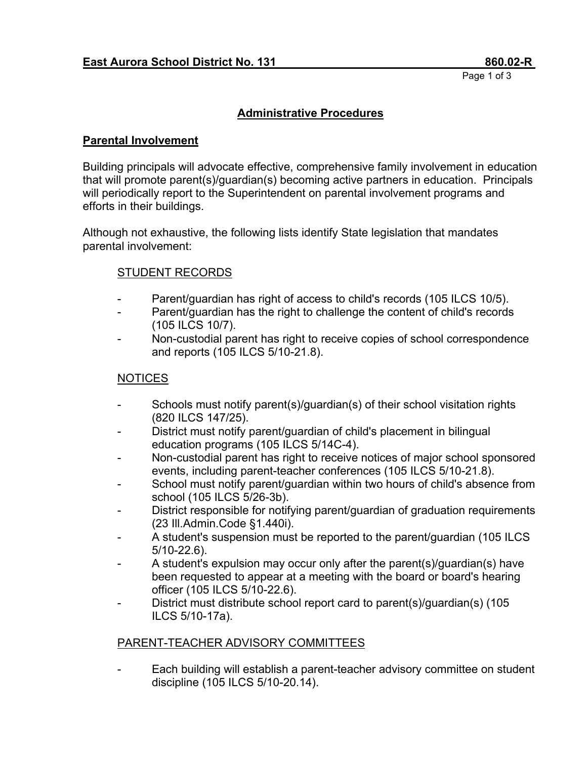**East Aurora School District No. 131** **860.02-R**

## Administrative Procedures

### Parental Involvement

Building principals will advocate effective, comprehensive family involvement in education that will promote parent(s)/guardian(s) becoming active partners in education. Principals will periodically report to the Superintendent on parental involvement programs and efforts in their buildings.

Although not exhaustive, the following lists identify State legislation that mandates parental involvement:

STUDENT RECORDS

- Parent/guardian has right of access to child's records (105 ILCS 10/5).
- Parent/guardian has the right to challenge the content of child's records (105 ILCS 10/7).
- Non-custodial parent has right to receive copies of school correspondence and reports (105 ILCS 5/10-21.8).

NOTICES

- Schools must notify parent(s)/guardian(s) of their school visitation rights (820 ILCS 147/25).
- District must notify parent/guardian of child's placement in bilingual education programs (105 ILCS 5/14C-4).
- Non-custodial parent has right to receive notices of major school sponsored events, including parent-teacher conferences (105 ILCS 5/10-21.8).
- School must notify parent/guardian within two hours of child's absence from school (105 ILCS 5/26-3b).
- District responsible for notifying parent/guardian of graduation requirements (23 Ill.Admin.Code §1.440i).
- A student's suspension must be reported to the parent/guardian (105 ILCS 5/10-22.6).
- A student's expulsion may occur only after the parent(s)/guardian(s) have been requested to appear at a meeting with the board or board's hearing officer (105 ILCS 5/10-22.6).
- District must distribute school report card to parent(s)/guardian(s) (105 ILCS 5/10-17a).

PARENT-TEACHER ADVISORY COMMITTEES

- Each building will establish a parent-teacher advisory committee on student discipline (105 ILCS 5/10-20.14).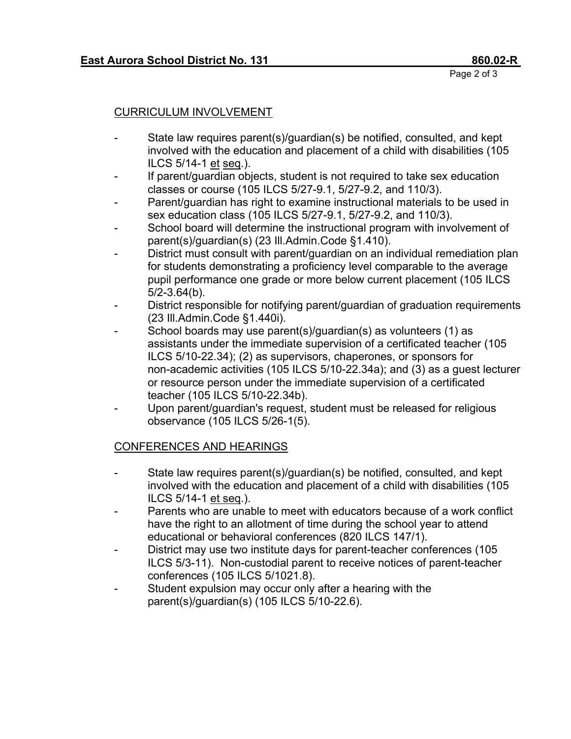## CURRICULUM INVOLVEMENT

- State law requires parent(s)/guardian(s) be notified, consulted, and kept involved with the education and placement of a child with disabilities (105 ILCS 5/14-1 et seq.).
- If parent/guardian objects, student is not required to take sex education classes or course (105 ILCS 5/27-9.1, 5/27-9.2, and 110/3).
- Parent/guardian has right to examine instructional materials to be used in sex education class (105 ILCS 5/27-9.1, 5/27-9.2, and 110/3).
- School board will determine the instructional program with involvement of parent(s)/guardian(s) (23 Ill.Admin.Code §1.410).
- District must consult with parent/guardian on an individual remediation plan for students demonstrating a proficiency level comparable to the average pupil performance one grade or more below current placement (105 ILCS 5/2-3.64(b).
- District responsible for notifying parent/guardian of graduation requirements (23 Ill.Admin.Code §1.440i).
- School boards may use parent(s)/guardian(s) as volunteers (1) as assistants under the immediate supervision of a certificated teacher (105 ILCS 5/10-22.34); (2) as supervisors, chaperones, or sponsors for non-academic activities (105 ILCS 5/10-22.34a); and (3) as a guest lecturer or resource person under the immediate supervision of a certificated teacher (105 ILCS 5/10-22.34b).
- Upon parent/guardian's request, student must be released for religious observance (105 ILCS 5/26-1(5).

## CONFERENCES AND HEARINGS

- State law requires parent(s)/guardian(s) be notified, consulted, and kept involved with the education and placement of a child with disabilities (105 ILCS 5/14-1 et seq.).
- Parents who are unable to meet with educators because of a work conflict have the right to an allotment of time during the school year to attend educational or behavioral conferences (820 ILCS 147/1).
- District may use two institute days for parent-teacher conferences (105 ILCS 5/3-11). Non-custodial parent to receive notices of parent-teacher conferences (105 ILCS 5/1021.8).
- Student expulsion may occur only after a hearing with the parent(s)/guardian(s) (105 ILCS 5/10-22.6).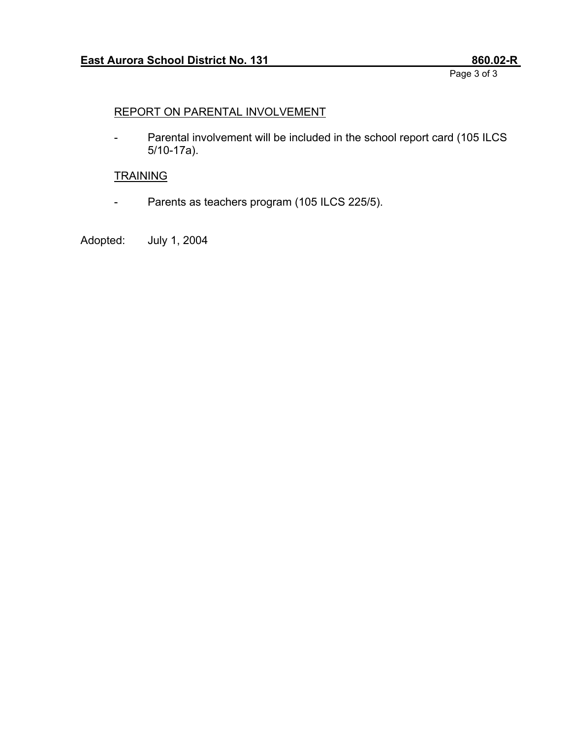## REPORT ON PARENTAL INVOLVEMENT

- Parental involvement will be included in the school report card (105 ILCS 5/10-17a).

## TRAINING

- Parents as teachers program (105 ILCS 225/5).

Adopted: July 1, 2004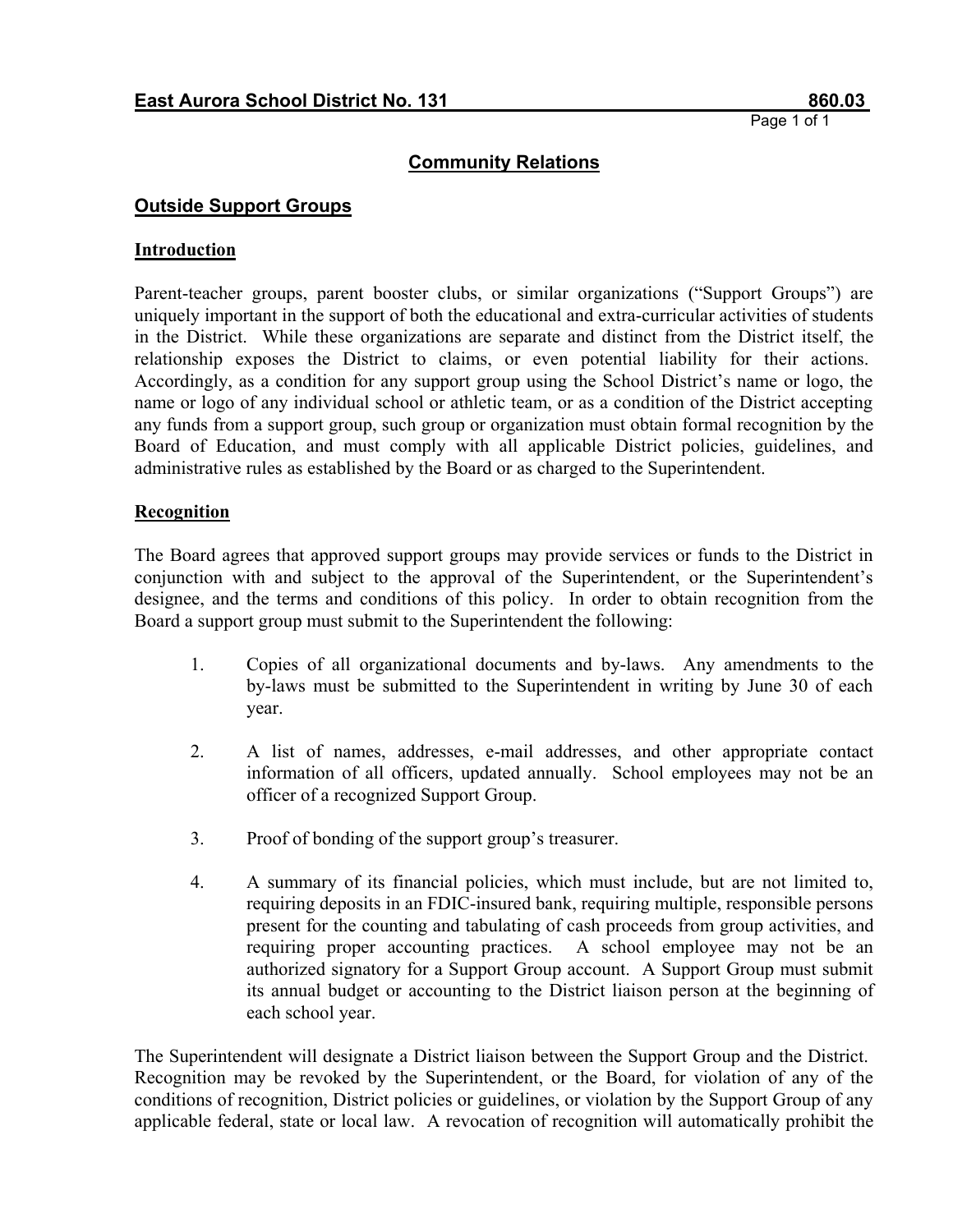**East Aurora School District No. 131 860.03**

## Community Relations

### Outside Support Groups

#### Introduction

Parent-teacher groups, parent booster clubs, or similar organizations ("Support Groups") are uniquely important in the support of both the educational and extra-curricular activities of students in the District. While these organizations are separate and distinct from the District itself, the relationship exposes the District to claims, or even potential liability for their actions. Accordingly, as a condition for any support group using the School District's name or logo, the name or logo of any individual school or athletic team, or as a condition of the District accepting any funds from a support group, such group or organization must obtain formal recognition by the Board of Education, and must comply with all applicable District policies, guidelines, and administrative rules as established by the Board or as charged to the Superintendent.

#### Recognition

The Board agrees that approved support groups may provide services or funds to the District in conjunction with and subject to the approval of the Superintendent, or the Superintendent's designee, and the terms and conditions of this policy. In order to obtain recognition from the Board a support group must submit to the Superintendent the following:

1. Copies of all organizational documents and by-laws. Any amendments to the by-laws must be submitted to the Superintendent in writing by June 30 of each year.

2. A list of names, addresses, e-mail addresses, and other appropriate contact information of all officers, updated annually. School employees may not be an officer of a recognized Support Group.

3. Proof of bonding of the support group's treasurer.

4. A summary of its financial policies, which must include, but are not limited to, requiring deposits in an FDIC-insured bank, requiring multiple, responsible persons present for the counting and tabulating of cash proceeds from group activities, and requiring proper accounting practices. A school employee may not be an authorized signatory for a Support Group account. A Support Group must submit its annual budget or accounting to the District liaison person at the beginning of each school year.

The Superintendent will designate a District liaison between the Support Group and the District. Recognition may be revoked by the Superintendent, or the Board, for violation of any of the conditions of recognition, District policies or guidelines, or violation by the Support Group of any applicable federal, state or local law. A revocation of recognition will automatically prohibit the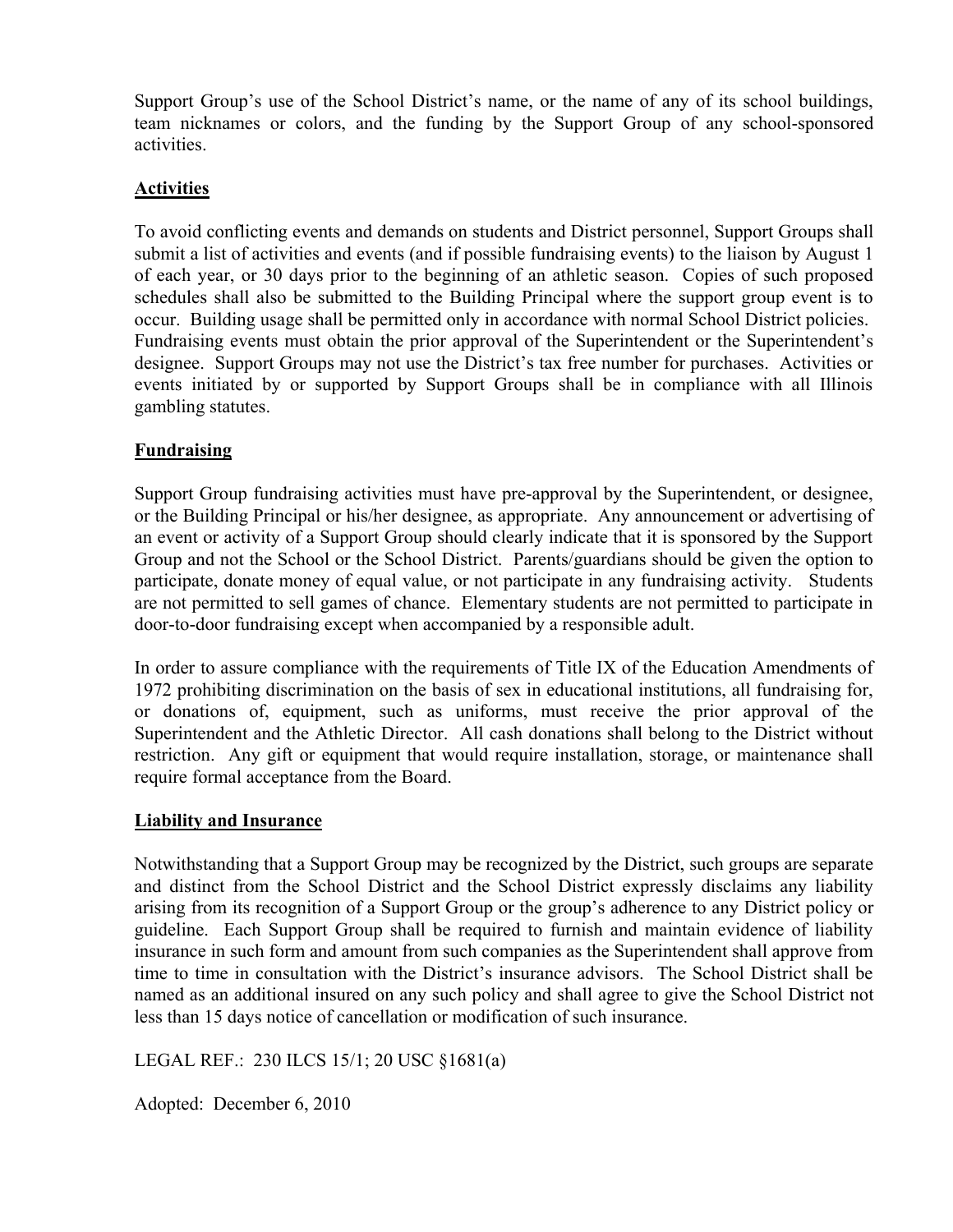Support Group's use of the School District's name, or the name of any of its school buildings, team nicknames or colors, and the funding by the Support Group of any school-sponsored activities.

## Activities

To avoid conflicting events and demands on students and District personnel, Support Groups shall submit a list of activities and events (and if possible fundraising events) to the liaison by August 1 of each year, or 30 days prior to the beginning of an athletic season. Copies of such proposed schedules shall also be submitted to the Building Principal where the support group event is to occur. Building usage shall be permitted only in accordance with normal School District policies. Fundraising events must obtain the prior approval of the Superintendent or the Superintendent's designee. Support Groups may not use the District's tax free number for purchases. Activities or events initiated by or supported by Support Groups shall be in compliance with all Illinois gambling statutes.

## Fundraising

Support Group fundraising activities must have pre-approval by the Superintendent, or designee, or the Building Principal or his/her designee, as appropriate. Any announcement or advertising of an event or activity of a Support Group should clearly indicate that it is sponsored by the Support Group and not the School or the School District. Parents/guardians should be given the option to participate, donate money of equal value, or not participate in any fundraising activity. Students are not permitted to sell games of chance. Elementary students are not permitted to participate in door-to-door fundraising except when accompanied by a responsible adult.

In order to assure compliance with the requirements of Title IX of the Education Amendments of 1972 prohibiting discrimination on the basis of sex in educational institutions, all fundraising for, or donations of, equipment, such as uniforms, must receive the prior approval of the Superintendent and the Athletic Director. All cash donations shall belong to the District without restriction. Any gift or equipment that would require installation, storage, or maintenance shall require formal acceptance from the Board.

## Liability and Insurance

Notwithstanding that a Support Group may be recognized by the District, such groups are separate and distinct from the School District and the School District expressly disclaims any liability arising from its recognition of a Support Group or the group's adherence to any District policy or guideline. Each Support Group shall be required to furnish and maintain evidence of liability insurance in such form and amount from such companies as the Superintendent shall approve from time to time in consultation with the District's insurance advisors. The School District shall be named as an additional insured on any such policy and shall agree to give the School District not less than 15 days notice of cancellation or modification of such insurance.

LEGAL REF.: 230 ILCS 15/1; 20 USC §1681(a)

Adopted: December 6, 2010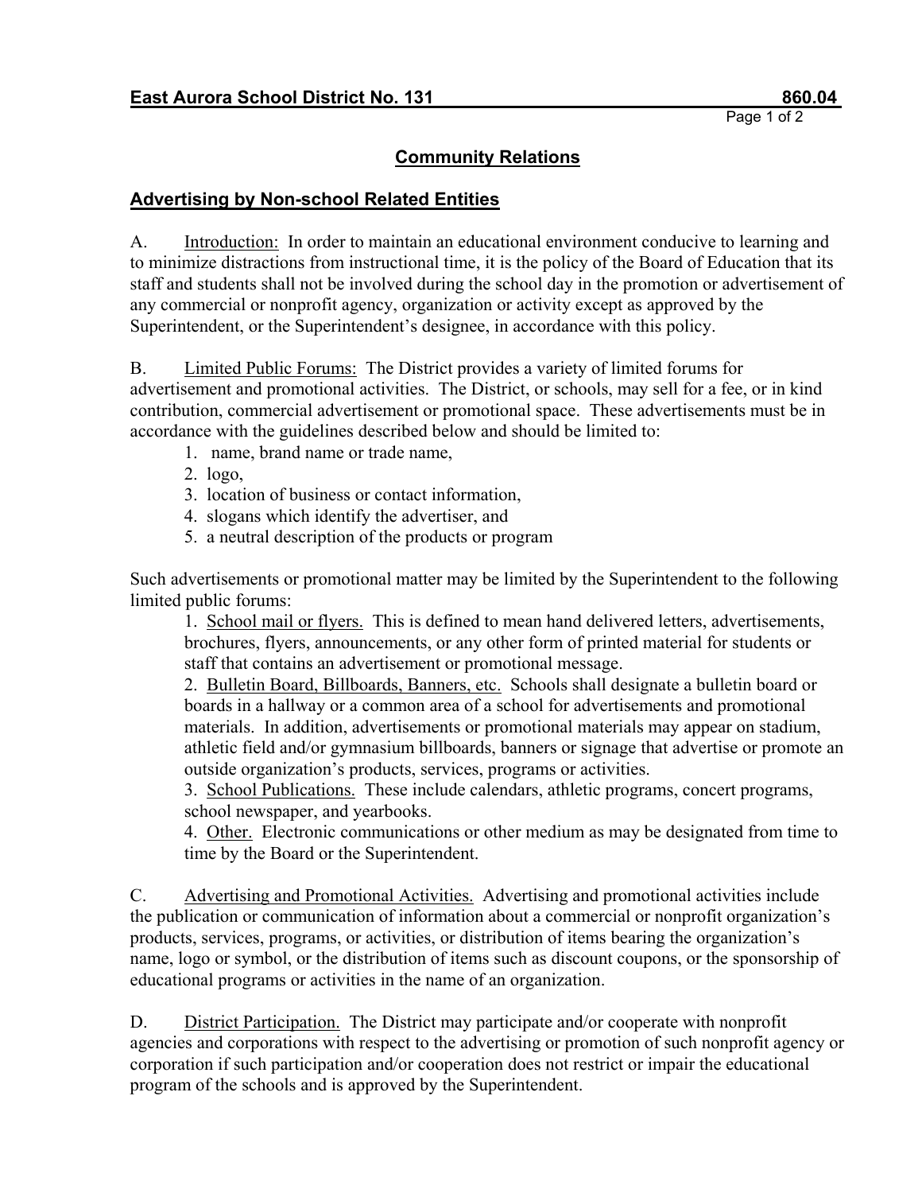**East Aurora School District No. 131 860.04**

## Community Relations

### Advertising by Non-school Related Entities

A. Introduction: In order to maintain an educational environment conducive to learning and to minimize distractions from instructional time, it is the policy of the Board of Education that its staff and students shall not be involved during the school day in the promotion or advertisement of any commercial or nonprofit agency, organization or activity except as approved by the Superintendent, or the Superintendent's designee, in accordance with this policy.

B. Limited Public Forums: The District provides a variety of limited forums for advertisement and promotional activities. The District, or schools, may sell for a fee, or in kind contribution, commercial advertisement or promotional space. These advertisements must be in accordance with the guidelines described below and should be limited to:

1. name, brand name or trade name,
2. logo,
3. location of business or contact information,
4. slogans which identify the advertiser, and
5. a neutral description of the products or program

Such advertisements or promotional matter may be limited by the Superintendent to the following limited public forums:

1. School mail or flyers. This is defined to mean hand delivered letters, advertisements, brochures, flyers, announcements, or any other form of printed material for students or staff that contains an advertisement or promotional message.
2. Bulletin Board, Billboards, Banners, etc. Schools shall designate a bulletin board or boards in a hallway or a common area of a school for advertisements and promotional materials. In addition, advertisements or promotional materials may appear on stadium, athletic field and/or gymnasium billboards, banners or signage that advertise or promote an outside organization's products, services, programs or activities.
3. School Publications. These include calendars, athletic programs, concert programs, school newspaper, and yearbooks.
4. Other. Electronic communications or other medium as may be designated from time to time by the Board or the Superintendent.

C. Advertising and Promotional Activities. Advertising and promotional activities include the publication or communication of information about a commercial or nonprofit organization's products, services, programs, or activities, or distribution of items bearing the organization's name, logo or symbol, or the distribution of items such as discount coupons, or the sponsorship of educational programs or activities in the name of an organization.

D. District Participation. The District may participate and/or cooperate with nonprofit agencies and corporations with respect to the advertising or promotion of such nonprofit agency or corporation if such participation and/or cooperation does not restrict or impair the educational program of the schools and is approved by the Superintendent.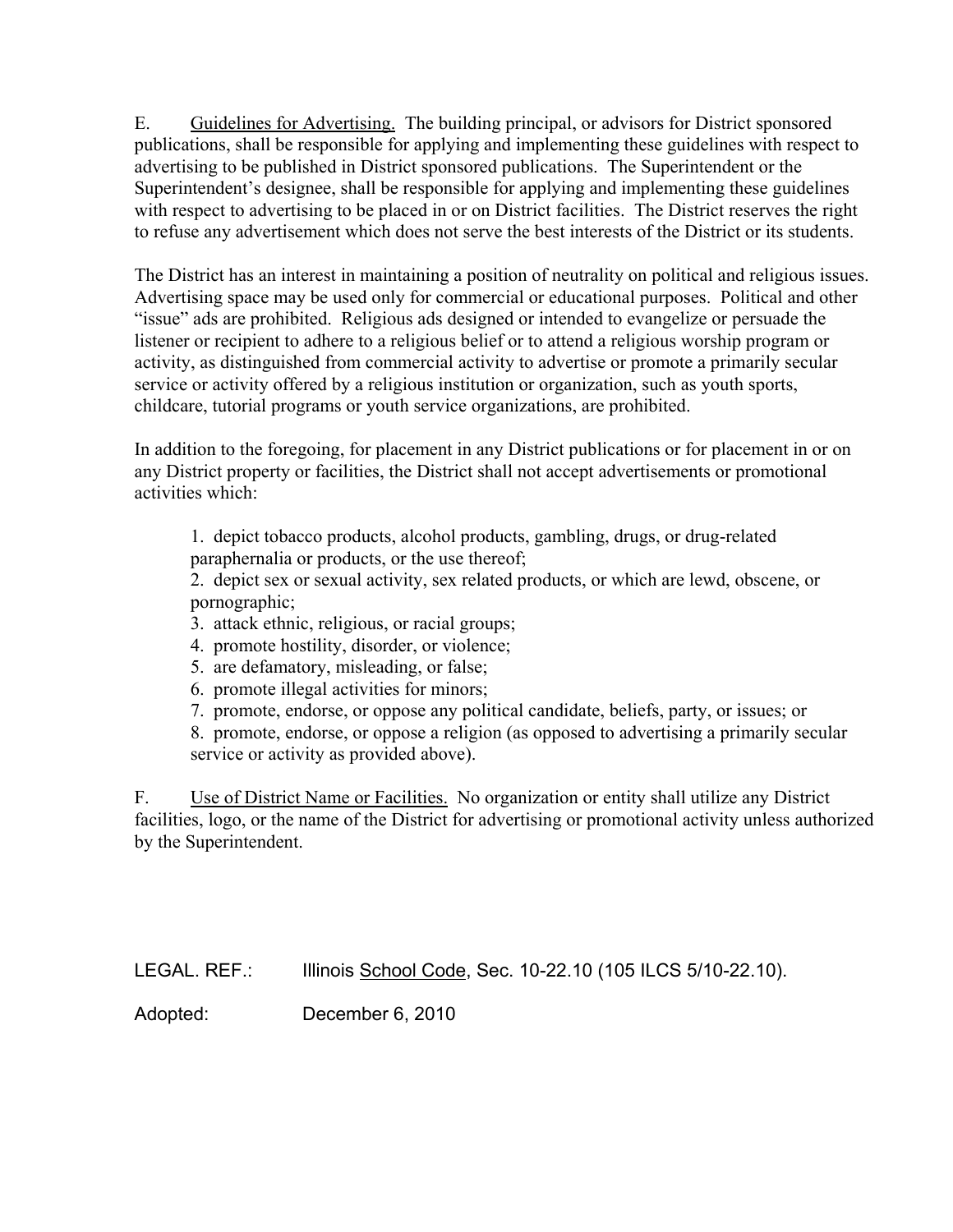E. <u>Guidelines for Advertising.</u> The building principal, or advisors for District sponsored publications, shall be responsible for applying and implementing these guidelines with respect to advertising to be published in District sponsored publications. The Superintendent or the Superintendent's designee, shall be responsible for applying and implementing these guidelines with respect to advertising to be placed in or on District facilities. The District reserves the right to refuse any advertisement which does not serve the best interests of the District or its students.

The District has an interest in maintaining a position of neutrality on political and religious issues. Advertising space may be used only for commercial or educational purposes. Political and other "issue" ads are prohibited. Religious ads designed or intended to evangelize or persuade the listener or recipient to adhere to a religious belief or to attend a religious worship program or activity, as distinguished from commercial activity to advertise or promote a primarily secular service or activity offered by a religious institution or organization, such as youth sports, childcare, tutorial programs or youth service organizations, are prohibited.

In addition to the foregoing, for placement in any District publications or for placement in or on any District property or facilities, the District shall not accept advertisements or promotional activities which:

1. depict tobacco products, alcohol products, gambling, drugs, or drug-related paraphernalia or products, or the use thereof;
2. depict sex or sexual activity, sex related products, or which are lewd, obscene, or pornographic;
3. attack ethnic, religious, or racial groups;
4. promote hostility, disorder, or violence;
5. are defamatory, misleading, or false;
6. promote illegal activities for minors;
7. promote, endorse, or oppose any political candidate, beliefs, party, or issues; or
8. promote, endorse, or oppose a religion (as opposed to advertising a primarily secular service or activity as provided above).

F. <u>Use of District Name or Facilities.</u> No organization or entity shall utilize any District facilities, logo, or the name of the District for advertising or promotional activity unless authorized by the Superintendent.

LEGAL. REF.: Illinois <u>School Code</u>, Sec. 10-22.10 (105 ILCS 5/10-22.10).

Adopted: December 6, 2010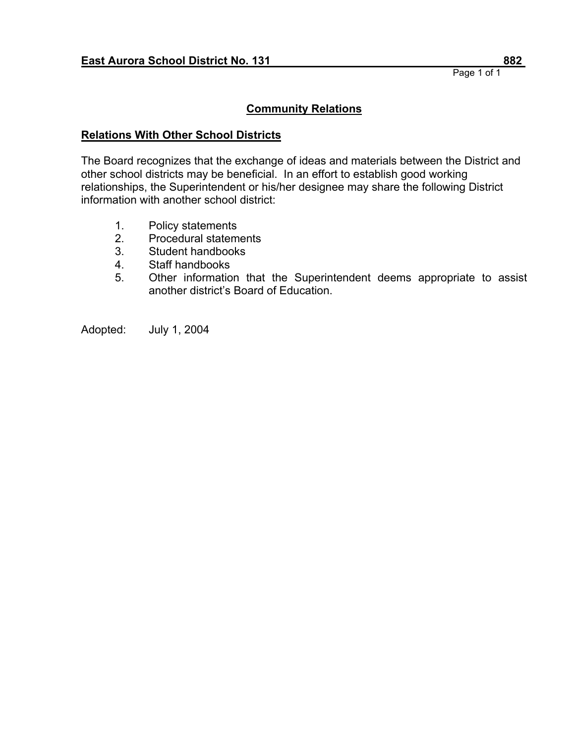**East Aurora School District No. 131** **882**

## Community Relations

### Relations With Other School Districts

The Board recognizes that the exchange of ideas and materials between the District and other school districts may be beneficial. In an effort to establish good working relationships, the Superintendent or his/her designee may share the following District information with another school district:

1. Policy statements
2. Procedural statements
3. Student handbooks
4. Staff handbooks
5. Other information that the Superintendent deems appropriate to assist another district's Board of Education.

Adopted: July 1, 2004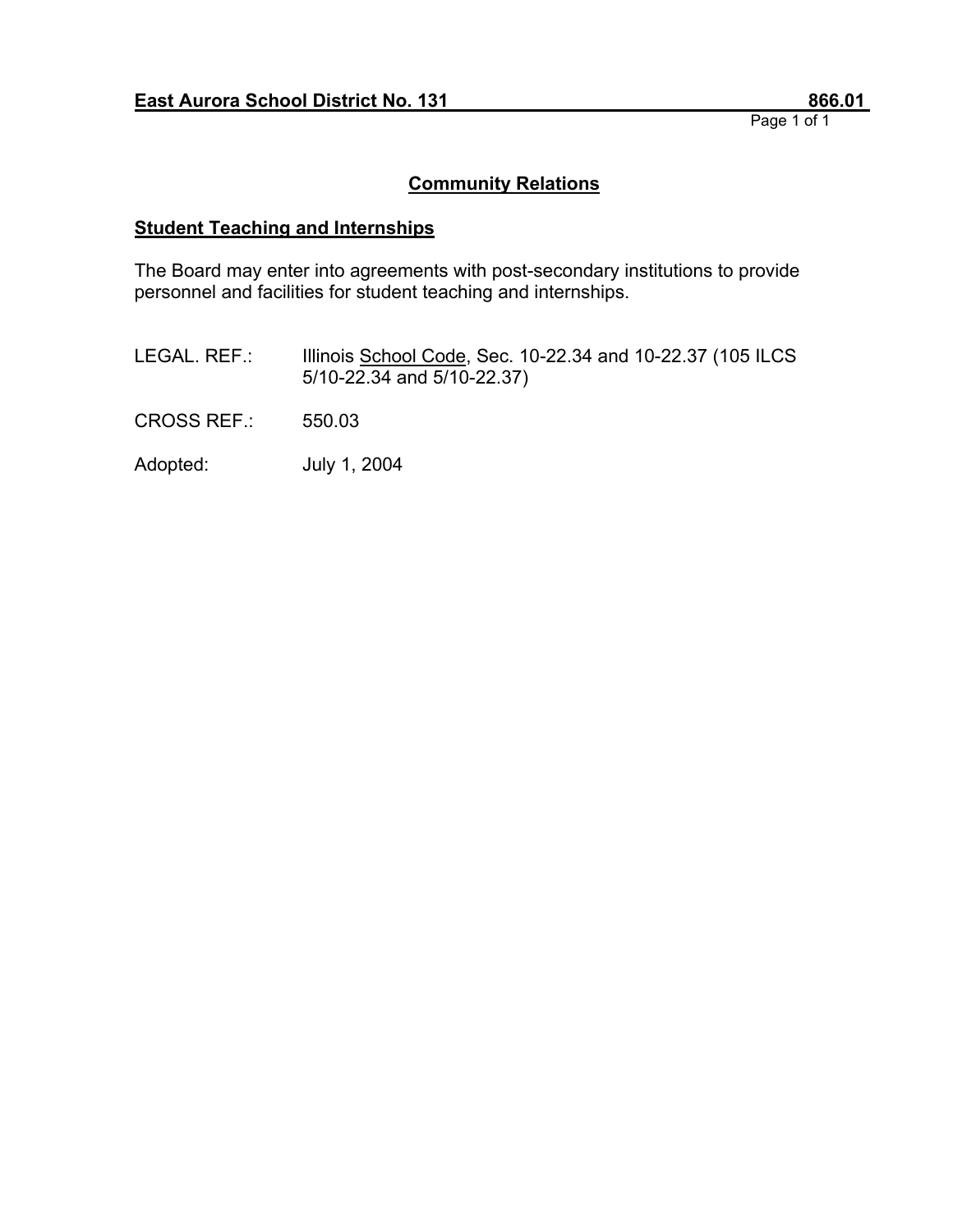**East Aurora School District No. 131** **866.01**

## Community Relations

### Student Teaching and Internships

The Board may enter into agreements with post-secondary institutions to provide personnel and facilities for student teaching and internships.

LEGAL. REF.: Illinois School Code, Sec. 10-22.34 and 10-22.37 (105 ILCS 5/10-22.34 and 5/10-22.37)

CROSS REF.: 550.03

Adopted: July 1, 2004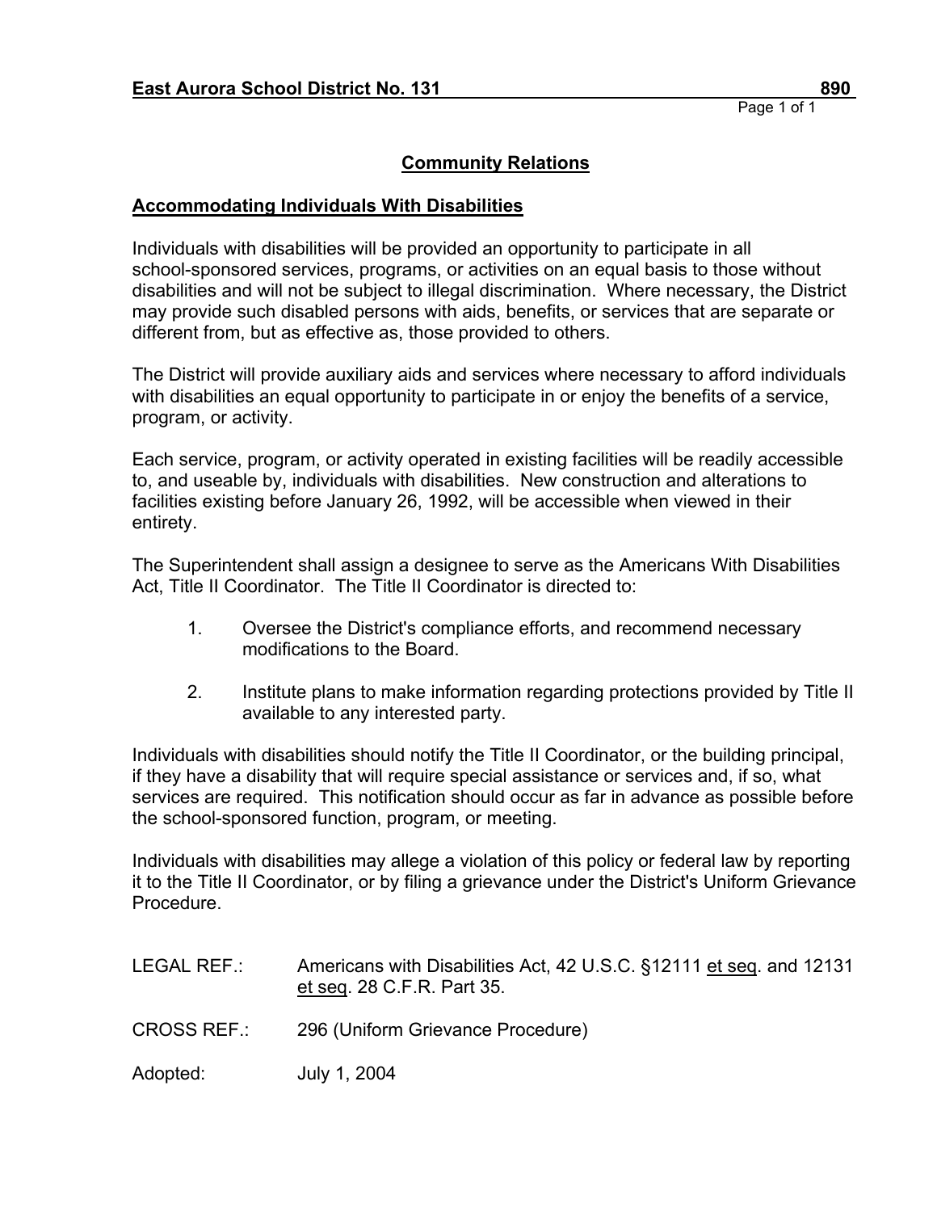## Community Relations

### Accommodating Individuals With Disabilities

Individuals with disabilities will be provided an opportunity to participate in all school-sponsored services, programs, or activities on an equal basis to those without disabilities and will not be subject to illegal discrimination. Where necessary, the District may provide such disabled persons with aids, benefits, or services that are separate or different from, but as effective as, those provided to others.

The District will provide auxiliary aids and services where necessary to afford individuals with disabilities an equal opportunity to participate in or enjoy the benefits of a service, program, or activity.

Each service, program, or activity operated in existing facilities will be readily accessible to, and useable by, individuals with disabilities. New construction and alterations to facilities existing before January 26, 1992, will be accessible when viewed in their entirety.

The Superintendent shall assign a designee to serve as the Americans With Disabilities Act, Title II Coordinator. The Title II Coordinator is directed to:

1. Oversee the District's compliance efforts, and recommend necessary modifications to the Board.
2. Institute plans to make information regarding protections provided by Title II available to any interested party.

Individuals with disabilities should notify the Title II Coordinator, or the building principal, if they have a disability that will require special assistance or services and, if so, what services are required. This notification should occur as far in advance as possible before the school-sponsored function, program, or meeting.

Individuals with disabilities may allege a violation of this policy or federal law by reporting it to the Title II Coordinator, or by filing a grievance under the District's Uniform Grievance Procedure.

LEGAL REF.: Americans with Disabilities Act, 42 U.S.C. §12111 et seq. and 12131 et seq. 28 C.F.R. Part 35.

CROSS REF.: 296 (Uniform Grievance Procedure)

Adopted: July 1, 2004